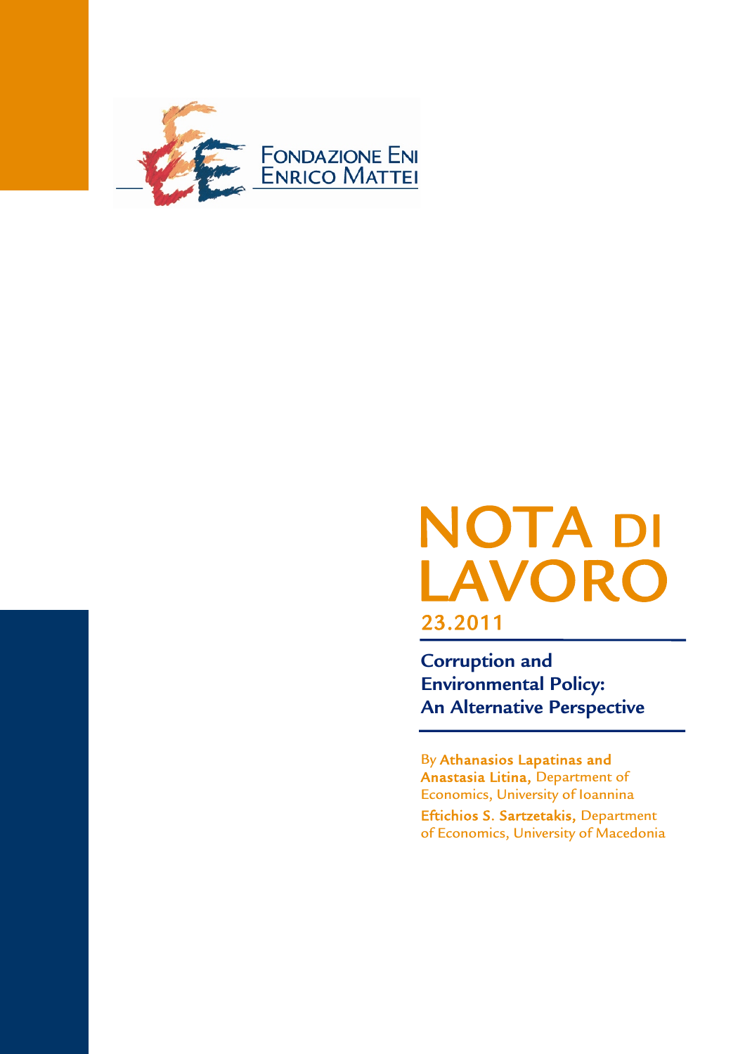FONDAZIONE ENI ENRICO MATTEI

# NOTA DI LAVORO

## 23.2011

**Corruption and Environmental Policy: An Alternative Perspective**

By **Athanasios Lapatinas and Anastasia Litina,** Department of Economics, University of Ioannina

**Eftichios S. Sartzetakis,** Department of Economics, University of Macedonia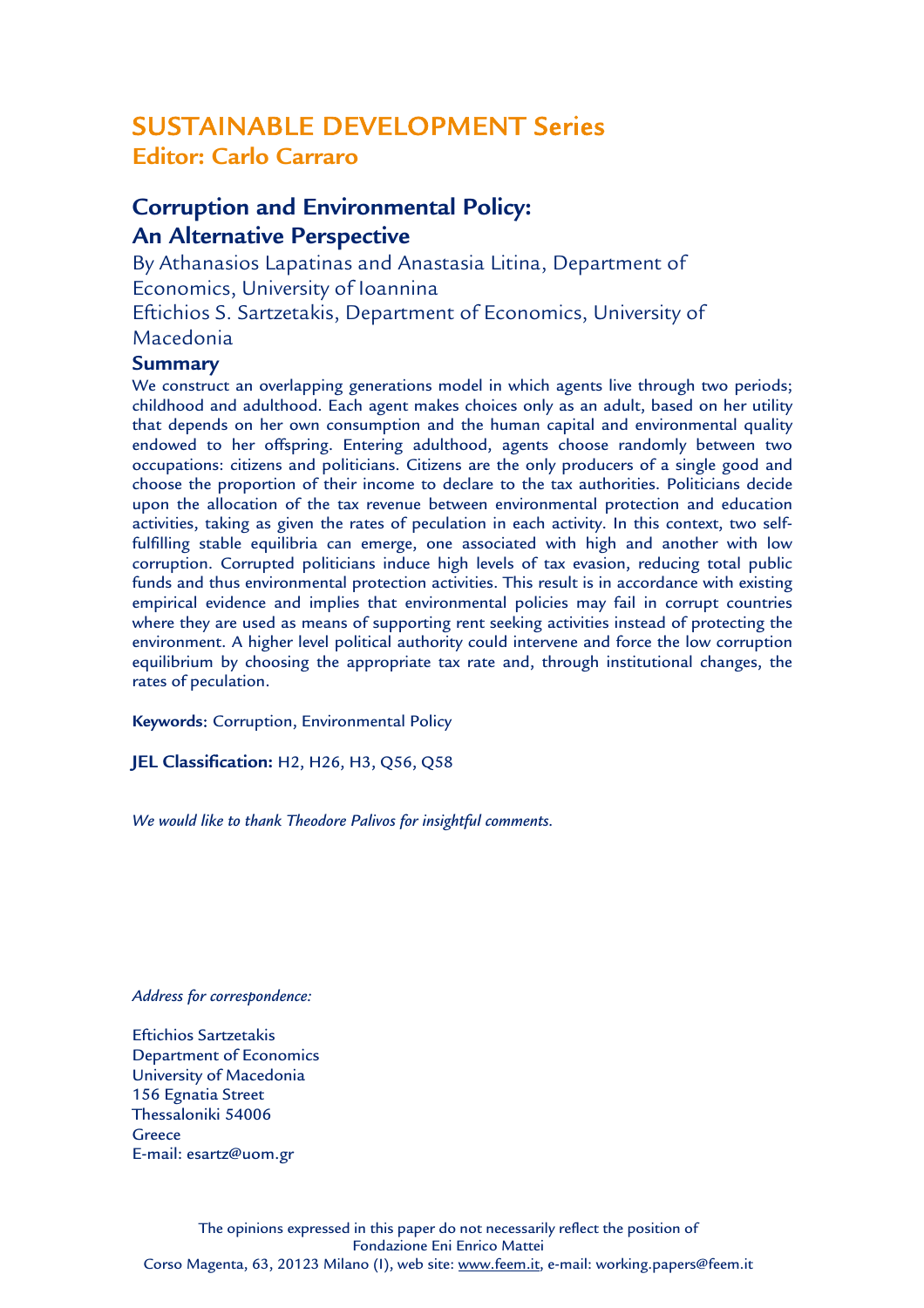# SUSTAINABLE DEVELOPMENT Series

**Editor: Carlo Carraro**

## Corruption and Environmental Policy: An Alternative Perspective

By Athanasios Lapatinas and Anastasia Litina, Department of Economics, University of Ioannina

Eftichios S. Sartzetakis, Department of Economics, University of Macedonia

### Summary

We construct an overlapping generations model in which agents live through two periods; childhood and adulthood. Each agent makes choices only as an adult, based on her utility that depends on her own consumption and the human capital and environmental quality endowed to her offspring. Entering adulthood, agents choose randomly between two occupations: citizens and politicians. Citizens are the only producers of a single good and choose the proportion of their income to declare to the tax authorities. Politicians decide upon the allocation of the tax revenue between environmental protection and education activities, taking as given the rates of peculation in each activity. In this context, two self-fulfilling stable equilibria can emerge, one associated with high and another with low corruption. Corrupted politicians induce high levels of tax evasion, reducing total public funds and thus environmental protection activities. This result is in accordance with existing empirical evidence and implies that environmental policies may fail in corrupt countries where they are used as means of supporting rent seeking activities instead of protecting the environment. A higher level political authority could intervene and force the low corruption equilibrium by choosing the appropriate tax rate and, through institutional changes, the rates of peculation.

**Keywords**: Corruption, Environmental Policy

**JEL Classification:** H2, H26, H3, Q56, Q58

*We would like to thank Theodore Palivos for insightful comments.*

*Address for correspondence:*

Eftichios Sartzetakis
Department of Economics
University of Macedonia
156 Egnatia Street
Thessaloniki 54006
Greece
E-mail: esartz@uom.gr

The opinions expressed in this paper do not necessarily reflect the position of Fondazione Eni Enrico Mattei
Corso Magenta, 63, 20123 Milano (I), web site: www.feem.it, e-mail: working.papers@feem.it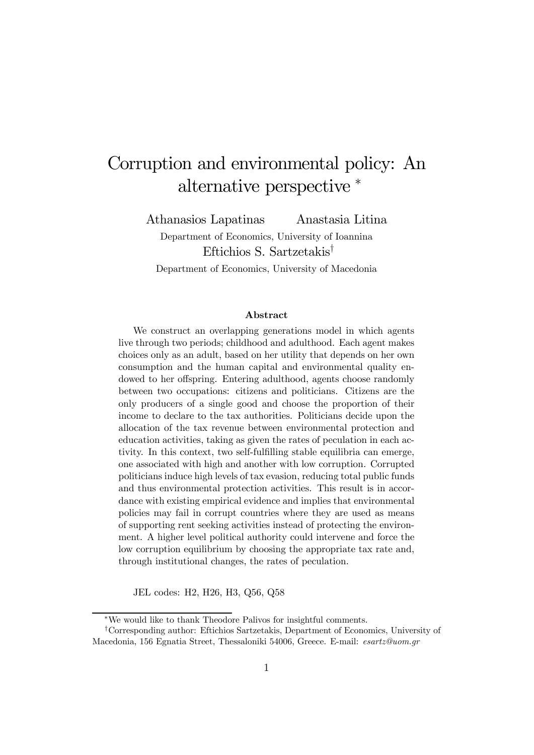# Corruption and environmental policy: An alternative perspective *

Athanasios Lapatinas    Anastasia Litina

Department of Economics, University of Ioannina

Eftichios S. Sartzetakis[†]

Department of Economics, University of Macedonia

### Abstract

We construct an overlapping generations model in which agents live through two periods; childhood and adulthood. Each agent makes choices only as an adult, based on her utility that depends on her own consumption and the human capital and environmental quality endowed to her offspring. Entering adulthood, agents choose randomly between two occupations: citizens and politicians. Citizens are the only producers of a single good and choose the proportion of their income to declare to the tax authorities. Politicians decide upon the allocation of the tax revenue between environmental protection and education activities, taking as given the rates of peculation in each activity. In this context, two self-fulfilling stable equilibria can emerge, one associated with high and another with low corruption. Corrupted politicians induce high levels of tax evasion, reducing total public funds and thus environmental protection activities. This result is in accordance with existing empirical evidence and implies that environmental policies may fail in corrupt countries where they are used as means of supporting rent seeking activities instead of protecting the environment. A higher level political authority could intervene and force the low corruption equilibrium by choosing the appropriate tax rate and, through institutional changes, the rates of peculation.

JEL codes: H2, H26, H3, Q56, Q58

---

*We would like to thank Theodore Palivos for insightful comments.

[†]Corresponding author: Eftichios Sartzetakis, Department of Economics, University of Macedonia, 156 Egnatia Street, Thessaloniki 54006, Greece. E-mail: *esartz@uom.gr*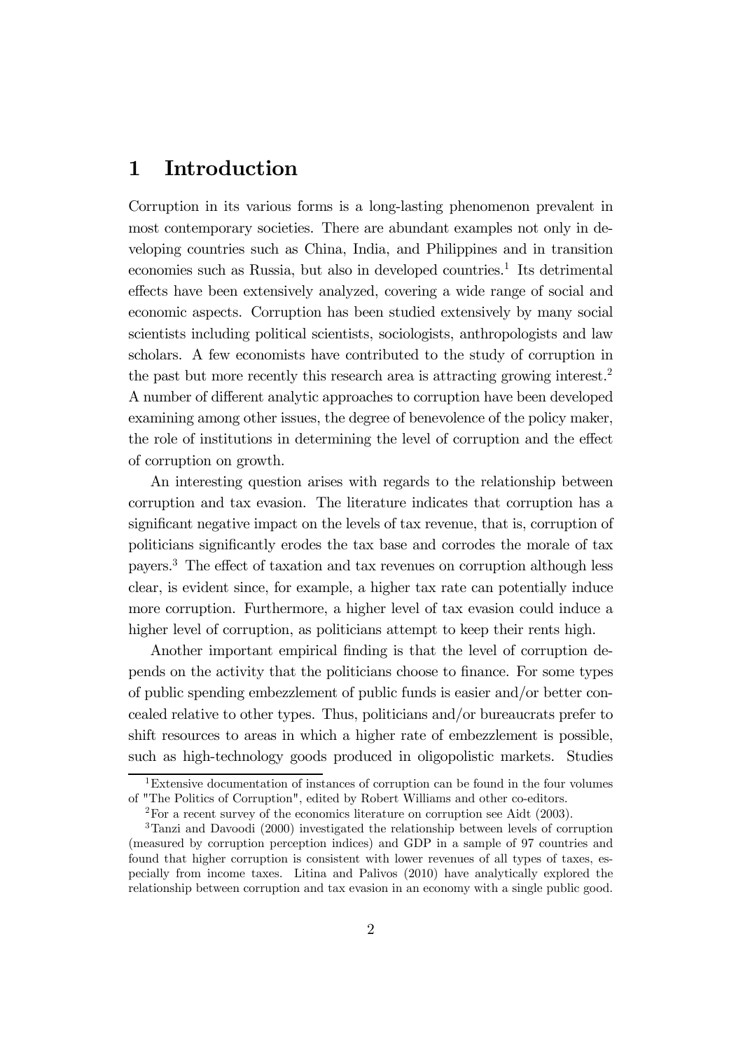# 1 Introduction

Corruption in its various forms is a long-lasting phenomenon prevalent in most contemporary societies. There are abundant examples not only in developing countries such as China, India, and Philippines and in transition economies such as Russia, but also in developed countries.[1] Its detrimental effects have been extensively analyzed, covering a wide range of social and economic aspects. Corruption has been studied extensively by many social scientists including political scientists, sociologists, anthropologists and law scholars. A few economists have contributed to the study of corruption in the past but more recently this research area is attracting growing interest.[2] A number of different analytic approaches to corruption have been developed examining among other issues, the degree of benevolence of the policy maker, the role of institutions in determining the level of corruption and the effect of corruption on growth.

An interesting question arises with regards to the relationship between corruption and tax evasion. The literature indicates that corruption has a significant negative impact on the levels of tax revenue, that is, corruption of politicians significantly erodes the tax base and corrodes the morale of tax payers.[3] The effect of taxation and tax revenues on corruption although less clear, is evident since, for example, a higher tax rate can potentially induce more corruption. Furthermore, a higher level of tax evasion could induce a higher level of corruption, as politicians attempt to keep their rents high.

Another important empirical finding is that the level of corruption depends on the activity that the politicians choose to finance. For some types of public spending embezzlement of public funds is easier and/or better concealed relative to other types. Thus, politicians and/or bureaucrats prefer to shift resources to areas in which a higher rate of embezzlement is possible, such as high-technology goods produced in oligopolistic markets. Studies

[1] Extensive documentation of instances of corruption can be found in the four volumes of "The Politics of Corruption", edited by Robert Williams and other co-editors.

[2] For a recent survey of the economics literature on corruption see Aidt (2003).

[3] Tanzi and Davoodi (2000) investigated the relationship between levels of corruption (measured by corruption perception indices) and GDP in a sample of 97 countries and found that higher corruption is consistent with lower revenues of all types of taxes, especially from income taxes. Litina and Palivos (2010) have analytically explored the relationship between corruption and tax evasion in an economy with a single public good.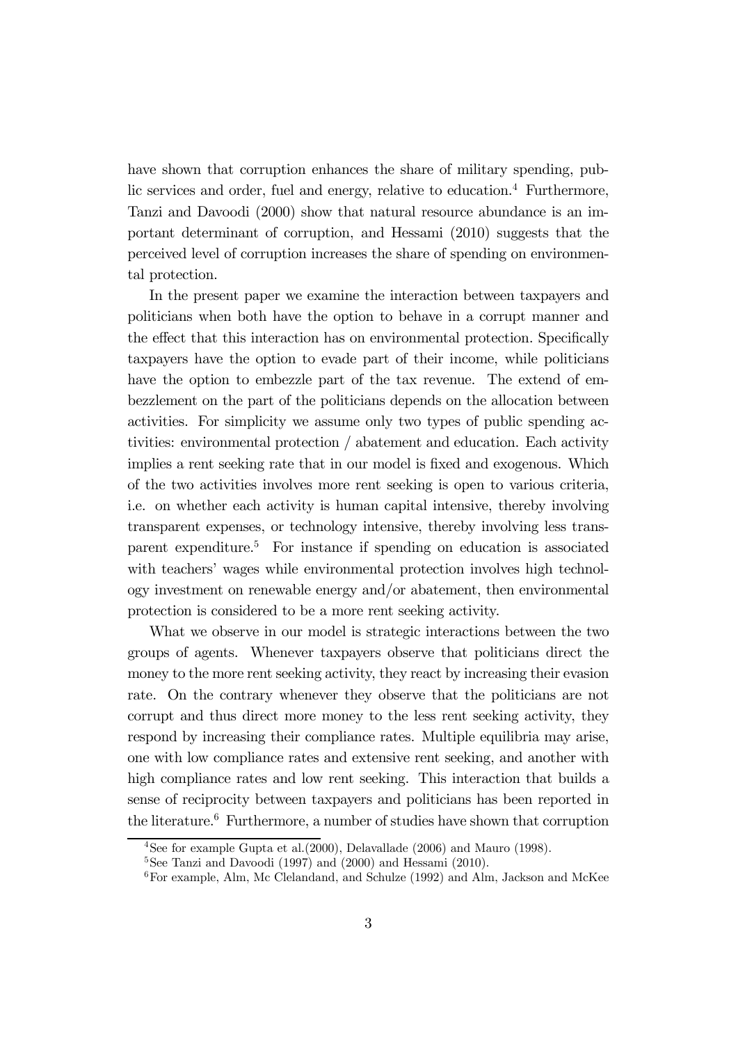have shown that corruption enhances the share of military spending, public services and order, fuel and energy, relative to education.[4] Furthermore, Tanzi and Davoodi (2000) show that natural resource abundance is an important determinant of corruption, and Hessami (2010) suggests that the perceived level of corruption increases the share of spending on environmental protection.

In the present paper we examine the interaction between taxpayers and politicians when both have the option to behave in a corrupt manner and the effect that this interaction has on environmental protection. Specifically taxpayers have the option to evade part of their income, while politicians have the option to embezzle part of the tax revenue. The extend of embezzlement on the part of the politicians depends on the allocation between activities. For simplicity we assume only two types of public spending activities: environmental protection / abatement and education. Each activity implies a rent seeking rate that in our model is fixed and exogenous. Which of the two activities involves more rent seeking is open to various criteria, i.e. on whether each activity is human capital intensive, thereby involving transparent expenses, or technology intensive, thereby involving less transparent expenditure.[5] For instance if spending on education is associated with teachers' wages while environmental protection involves high technology investment on renewable energy and/or abatement, then environmental protection is considered to be a more rent seeking activity.

What we observe in our model is strategic interactions between the two groups of agents. Whenever taxpayers observe that politicians direct the money to the more rent seeking activity, they react by increasing their evasion rate. On the contrary whenever they observe that the politicians are not corrupt and thus direct more money to the less rent seeking activity, they respond by increasing their compliance rates. Multiple equilibria may arise, one with low compliance rates and extensive rent seeking, and another with high compliance rates and low rent seeking. This interaction that builds a sense of reciprocity between taxpayers and politicians has been reported in the literature.[6] Furthermore, a number of studies have shown that corruption

[4] See for example Gupta et al.(2000), Delavallade (2006) and Mauro (1998).

[5] See Tanzi and Davoodi (1997) and (2000) and Hessami (2010).

[6] For example, Alm, Mc Clelandand, and Schulze (1992) and Alm, Jackson and McKee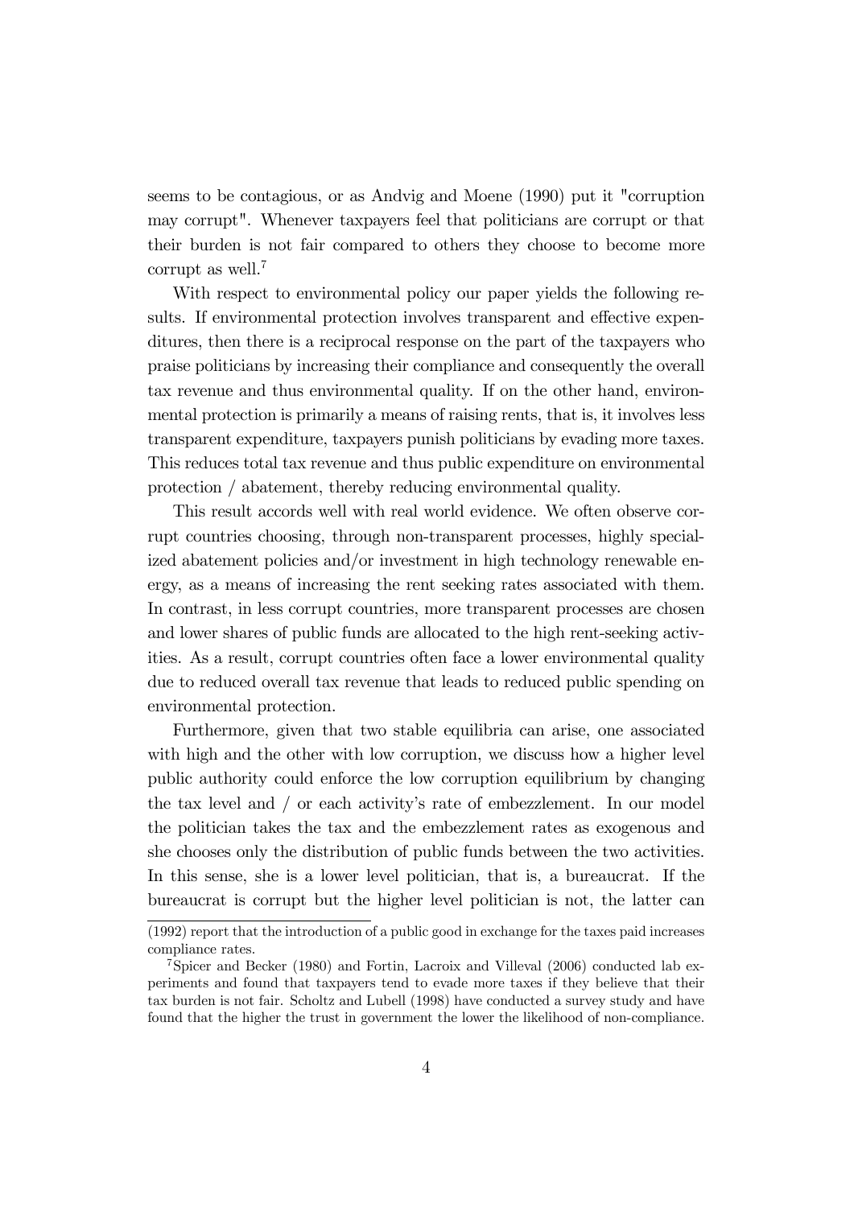seems to be contagious, or as Andvig and Moene (1990) put it "corruption may corrupt". Whenever taxpayers feel that politicians are corrupt or that their burden is not fair compared to others they choose to become more corrupt as well.[7]

With respect to environmental policy our paper yields the following results. If environmental protection involves transparent and effective expenditures, then there is a reciprocal response on the part of the taxpayers who praise politicians by increasing their compliance and consequently the overall tax revenue and thus environmental quality. If on the other hand, environmental protection is primarily a means of raising rents, that is, it involves less transparent expenditure, taxpayers punish politicians by evading more taxes. This reduces total tax revenue and thus public expenditure on environmental protection / abatement, thereby reducing environmental quality.

This result accords well with real world evidence. We often observe corrupt countries choosing, through non-transparent processes, highly specialized abatement policies and/or investment in high technology renewable energy, as a means of increasing the rent seeking rates associated with them. In contrast, in less corrupt countries, more transparent processes are chosen and lower shares of public funds are allocated to the high rent-seeking activities. As a result, corrupt countries often face a lower environmental quality due to reduced overall tax revenue that leads to reduced public spending on environmental protection.

Furthermore, given that two stable equilibria can arise, one associated with high and the other with low corruption, we discuss how a higher level public authority could enforce the low corruption equilibrium by changing the tax level and / or each activity's rate of embezzlement. In our model the politician takes the tax and the embezzlement rates as exogenous and she chooses only the distribution of public funds between the two activities. In this sense, she is a lower level politician, that is, a bureaucrat. If the bureaucrat is corrupt but the higher level politician is not, the latter can

(1992) report that the introduction of a public good in exchange for the taxes paid increases compliance rates.

[7] Spicer and Becker (1980) and Fortin, Lacroix and Villeval (2006) conducted lab experiments and found that taxpayers tend to evade more taxes if they believe that their tax burden is not fair. Scholtz and Lubell (1998) have conducted a survey study and have found that the higher the trust in government the lower the likelihood of non-compliance.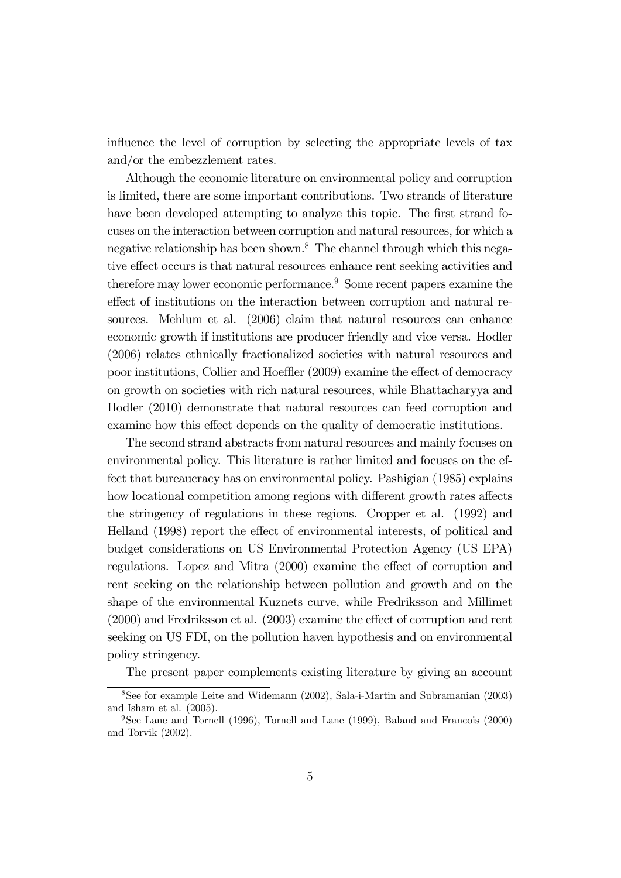influence the level of corruption by selecting the appropriate levels of tax and/or the embezzlement rates.

Although the economic literature on environmental policy and corruption is limited, there are some important contributions. Two strands of literature have been developed attempting to analyze this topic. The first strand focuses on the interaction between corruption and natural resources, for which a negative relationship has been shown.[8] The channel through which this negative effect occurs is that natural resources enhance rent seeking activities and therefore may lower economic performance.[9] Some recent papers examine the effect of institutions on the interaction between corruption and natural resources. Mehlum et al. (2006) claim that natural resources can enhance economic growth if institutions are producer friendly and vice versa. Hodler (2006) relates ethnically fractionalized societies with natural resources and poor institutions, Collier and Hoeffler (2009) examine the effect of democracy on growth on societies with rich natural resources, while Bhattacharyya and Hodler (2010) demonstrate that natural resources can feed corruption and examine how this effect depends on the quality of democratic institutions.

The second strand abstracts from natural resources and mainly focuses on environmental policy. This literature is rather limited and focuses on the effect that bureaucracy has on environmental policy. Pashigian (1985) explains how locational competition among regions with different growth rates affects the stringency of regulations in these regions. Cropper et al. (1992) and Helland (1998) report the effect of environmental interests, of political and budget considerations on US Environmental Protection Agency (US EPA) regulations. Lopez and Mitra (2000) examine the effect of corruption and rent seeking on the relationship between pollution and growth and on the shape of the environmental Kuznets curve, while Fredriksson and Millimet (2000) and Fredriksson et al. (2003) examine the effect of corruption and rent seeking on US FDI, on the pollution haven hypothesis and on environmental policy stringency.

The present paper complements existing literature by giving an account

[8] See for example Leite and Widemann (2002), Sala-i-Martin and Subramanian (2003) and Isham et al. (2005).

[9] See Lane and Tornell (1996), Tornell and Lane (1999), Baland and Francois (2000) and Torvik (2002).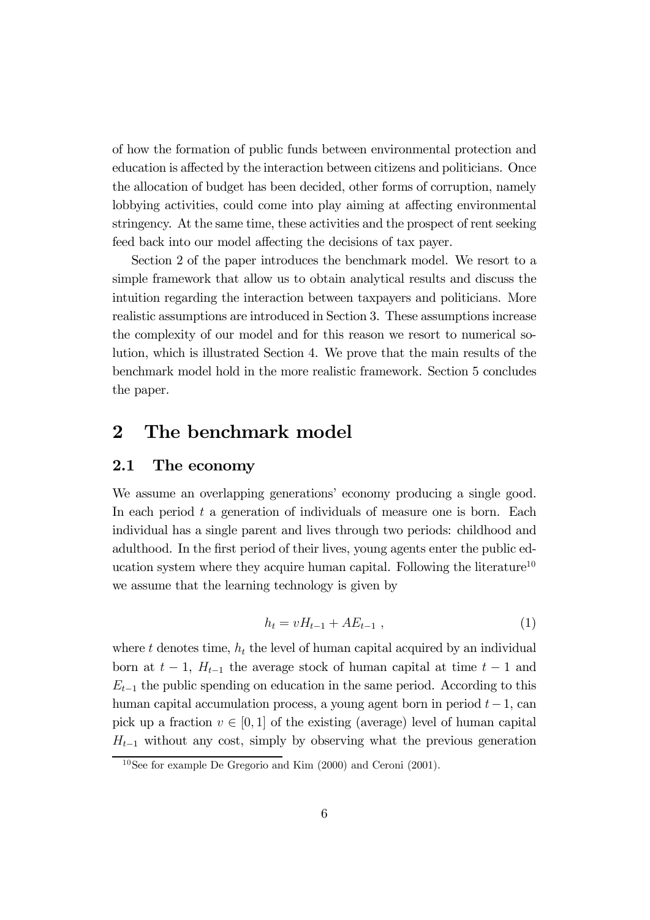of how the formation of public funds between environmental protection and education is affected by the interaction between citizens and politicians. Once the allocation of budget has been decided, other forms of corruption, namely lobbying activities, could come into play aiming at affecting environmental stringency. At the same time, these activities and the prospect of rent seeking feed back into our model affecting the decisions of tax payer.

Section 2 of the paper introduces the benchmark model. We resort to a simple framework that allow us to obtain analytical results and discuss the intuition regarding the interaction between taxpayers and politicians. More realistic assumptions are introduced in Section 3. These assumptions increase the complexity of our model and for this reason we resort to numerical solution, which is illustrated Section 4. We prove that the main results of the benchmark model hold in the more realistic framework. Section 5 concludes the paper.

# 2 The benchmark model

## 2.1 The economy

We assume an overlapping generations' economy producing a single good. In each period $t$ a generation of individuals of measure one is born. Each individual has a single parent and lives through two periods: childhood and adulthood. In the first period of their lives, young agents enter the public education system where they acquire human capital. Following the literature[10] we assume that the learning technology is given by

$$h_t = vH_{t-1} + AE_{t-1} \; , \tag{1}$$

where $t$ denotes time, $h_t$ the level of human capital acquired by an individual born at $t-1$, $H_{t-1}$ the average stock of human capital at time $t-1$ and $E_{t-1}$ the public spending on education in the same period. According to this human capital accumulation process, a young agent born in period $t-1$, can pick up a fraction $v \in [0, 1]$ of the existing (average) level of human capital $H_{t-1}$ without any cost, simply by observing what the previous generation

[10] See for example De Gregorio and Kim (2000) and Ceroni (2001).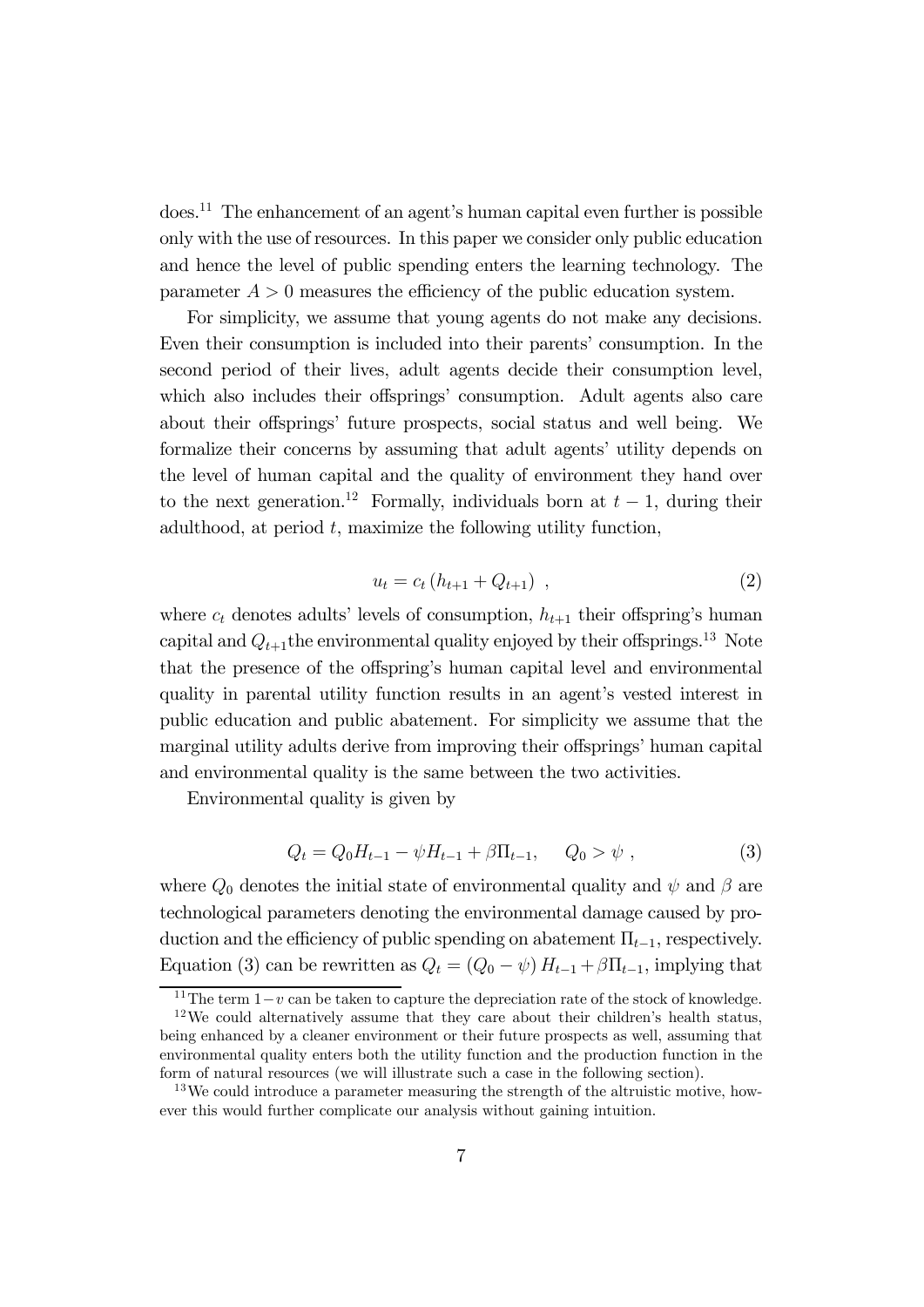does.[11] The enhancement of an agent's human capital even further is possible only with the use of resources. In this paper we consider only public education and hence the level of public spending enters the learning technology. The parameter $A > 0$ measures the efficiency of the public education system.

For simplicity, we assume that young agents do not make any decisions. Even their consumption is included into their parents' consumption. In the second period of their lives, adult agents decide their consumption level, which also includes their offsprings' consumption. Adult agents also care about their offsprings' future prospects, social status and well being. We formalize their concerns by assuming that adult agents' utility depends on the level of human capital and the quality of environment they hand over to the next generation.[12] Formally, individuals born at $t-1$, during their adulthood, at period $t$, maximize the following utility function,

$$u_t = c_t \left( h_{t+1} + Q_{t+1} \right) \ , \tag{2}$$

where $c_t$ denotes adults' levels of consumption, $h_{t+1}$ their offspring's human capital and $Q_{t+1}$ the environmental quality enjoyed by their offsprings.[13] Note that the presence of the offspring's human capital level and environmental quality in parental utility function results in an agent's vested interest in public education and public abatement. For simplicity we assume that the marginal utility adults derive from improving their offsprings' human capital and environmental quality is the same between the two activities.

Environmental quality is given by

$$Q_t = Q_0 H_{t-1} - \psi H_{t-1} + \beta \Pi_{t-1}, \quad Q_0 > \psi \ , \tag{3}$$

where $Q_0$ denotes the initial state of environmental quality and $\psi$ and $\beta$ are technological parameters denoting the environmental damage caused by production and the efficiency of public spending on abatement $\Pi_{t-1}$, respectively. Equation (3) can be rewritten as $Q_t = (Q_0 - \psi) H_{t-1} + \beta \Pi_{t-1}$, implying that

[11] The term $1-v$ can be taken to capture the depreciation rate of the stock of knowledge.

[12] We could alternatively assume that they care about their children's health status, being enhanced by a cleaner environment or their future prospects as well, assuming that environmental quality enters both the utility function and the production function in the form of natural resources (we will illustrate such a case in the following section).

[13] We could introduce a parameter measuring the strength of the altruistic motive, however this would further complicate our analysis without gaining intuition.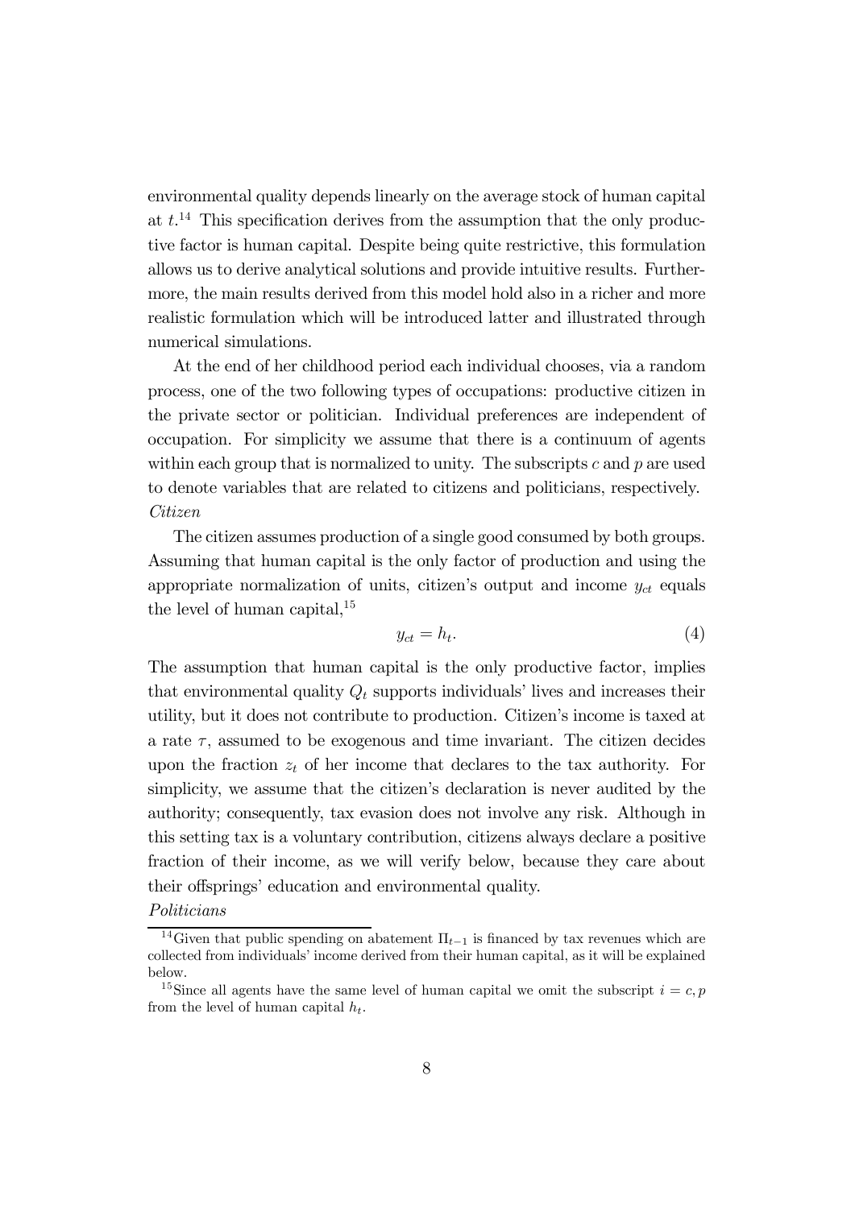environmental quality depends linearly on the average stock of human capital at $t$.[14] This specification derives from the assumption that the only productive factor is human capital. Despite being quite restrictive, this formulation allows us to derive analytical solutions and provide intuitive results. Furthermore, the main results derived from this model hold also in a richer and more realistic formulation which will be introduced latter and illustrated through numerical simulations.

At the end of her childhood period each individual chooses, via a random process, one of the two following types of occupations: productive citizen in the private sector or politician. Individual preferences are independent of occupation. For simplicity we assume that there is a continuum of agents within each group that is normalized to unity. The subscripts $c$ and $p$ are used to denote variables that are related to citizens and politicians, respectively.

*Citizen*

The citizen assumes production of a single good consumed by both groups. Assuming that human capital is the only factor of production and using the appropriate normalization of units, citizen's output and income $y_{ct}$ equals the level of human capital,[15]

$$y_{ct} = h_t. \tag{4}$$

The assumption that human capital is the only productive factor, implies that environmental quality $Q_t$ supports individuals' lives and increases their utility, but it does not contribute to production. Citizen's income is taxed at a rate $\tau$, assumed to be exogenous and time invariant. The citizen decides upon the fraction $z_t$ of her income that declares to the tax authority. For simplicity, we assume that the citizen's declaration is never audited by the authority; consequently, tax evasion does not involve any risk. Although in this setting tax is a voluntary contribution, citizens always declare a positive fraction of their income, as we will verify below, because they care about their offsprings' education and environmental quality.

*Politicians*

[14] Given that public spending on abatement $\Pi_{t-1}$ is financed by tax revenues which are collected from individuals' income derived from their human capital, as it will be explained below.

[15] Since all agents have the same level of human capital we omit the subscript $i = c, p$ from the level of human capital $h_t$.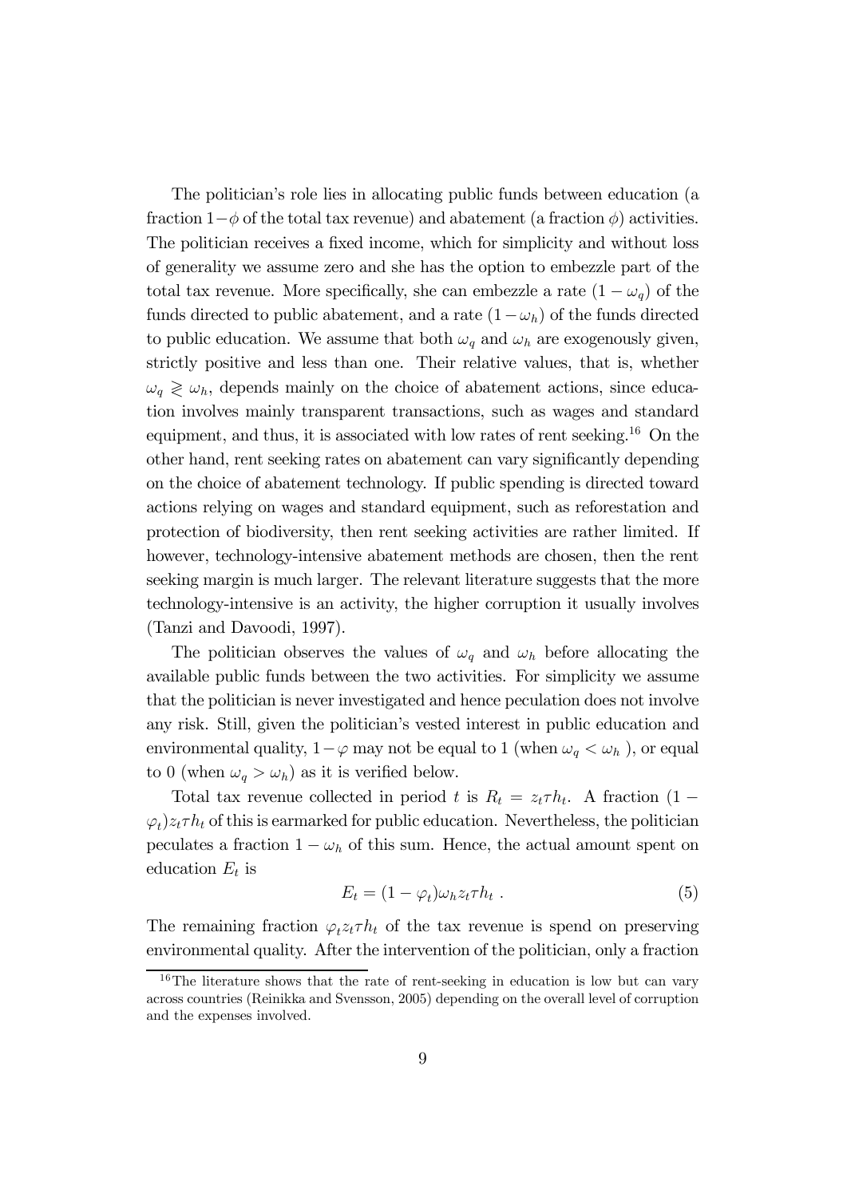The politician's role lies in allocating public funds between education (a fraction $1-\phi$ of the total tax revenue) and abatement (a fraction $\phi$) activities. The politician receives a fixed income, which for simplicity and without loss of generality we assume zero and she has the option to embezzle part of the total tax revenue. More specifically, she can embezzle a rate $(1-\omega_q)$ of the funds directed to public abatement, and a rate $(1-\omega_h)$ of the funds directed to public education. We assume that both $\omega_q$ and $\omega_h$ are exogenously given, strictly positive and less than one. Their relative values, that is, whether $\omega_q \gtrless \omega_h$, depends mainly on the choice of abatement actions, since education involves mainly transparent transactions, such as wages and standard equipment, and thus, it is associated with low rates of rent seeking.[16] On the other hand, rent seeking rates on abatement can vary significantly depending on the choice of abatement technology. If public spending is directed toward actions relying on wages and standard equipment, such as reforestation and protection of biodiversity, then rent seeking activities are rather limited. If however, technology-intensive abatement methods are chosen, then the rent seeking margin is much larger. The relevant literature suggests that the more technology-intensive is an activity, the higher corruption it usually involves (Tanzi and Davoodi, 1997).

The politician observes the values of $\omega_q$ and $\omega_h$ before allocating the available public funds between the two activities. For simplicity we assume that the politician is never investigated and hence peculation does not involve any risk. Still, given the politician's vested interest in public education and environmental quality, $1-\varphi$ may not be equal to 1 (when $\omega_q < \omega_h$ ), or equal to 0 (when $\omega_q > \omega_h$) as it is verified below.

Total tax revenue collected in period $t$ is $R_t = z_t \tau h_t$. A fraction $(1-\varphi_t) z_t \tau h_t$ of this is earmarked for public education. Nevertheless, the politician peculates a fraction $1-\omega_h$ of this sum. Hence, the actual amount spent on education $E_t$ is

$$E_t = (1-\varphi_t)\omega_h z_t \tau h_t \ . \tag{5}$$

The remaining fraction $\varphi_t z_t \tau h_t$ of the tax revenue is spend on preserving environmental quality. After the intervention of the politician, only a fraction

[16] The literature shows that the rate of rent-seeking in education is low but can vary across countries (Reinikka and Svensson, 2005) depending on the overall level of corruption and the expenses involved.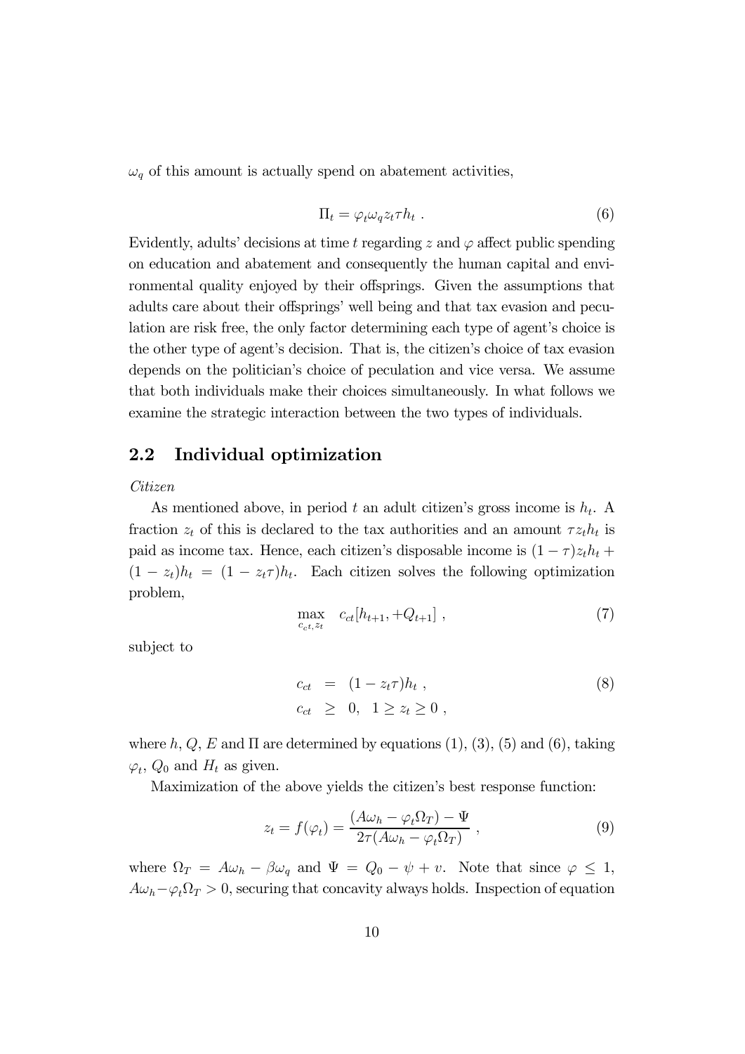$\omega_q$ of this amount is actually spend on abatement activities,

$$\Pi_t = \varphi_t \omega_q z_t \tau h_t \; . \tag{6}$$

Evidently, adults' decisions at time $t$ regarding $z$ and $\varphi$ affect public spending on education and abatement and consequently the human capital and environmental quality enjoyed by their offsprings. Given the assumptions that adults care about their offsprings' well being and that tax evasion and peculation are risk free, the only factor determining each type of agent's choice is the other type of agent's decision. That is, the citizen's choice of tax evasion depends on the politician's choice of peculation and vice versa. We assume that both individuals make their choices simultaneously. In what follows we examine the strategic interaction between the two types of individuals.

## 2.2 Individual optimization

*Citizen*

As mentioned above, in period $t$ an adult citizen's gross income is $h_t$. A fraction $z_t$ of this is declared to the tax authorities and an amount $\tau z_t h_t$ is paid as income tax. Hence, each citizen's disposable income is $(1-\tau)z_t h_t + (1-z_t)h_t = (1-z_t\tau)h_t$. Each citizen solves the following optimization problem,

$$\max_{c_{ct}, z_t} \quad c_{ct}[h_{t+1}, +Q_{t+1}] \; , \tag{7}$$

subject to

$$\begin{aligned} c_{ct} &= (1-z_t\tau)h_t \; , \\ c_{ct} &\geq 0, \quad 1 \geq z_t \geq 0 \; , \end{aligned} \tag{8}$$

where $h$, $Q$, $E$ and $\Pi$ are determined by equations (1), (3), (5) and (6), taking $\varphi_t$, $Q_0$ and $H_t$ as given.

Maximization of the above yields the citizen's best response function:

$$z_t = f(\varphi_t) = \frac{(A\omega_h - \varphi_t \Omega_T) - \Psi}{2\tau(A\omega_h - \varphi_t \Omega_T)} \; , \tag{9}$$

where $\Omega_T = A\omega_h - \beta\omega_q$ and $\Psi = Q_0 - \psi + \upsilon$. Note that since $\varphi \leq 1$, $A\omega_h - \varphi_t\Omega_T > 0$, securing that concavity always holds. Inspection of equation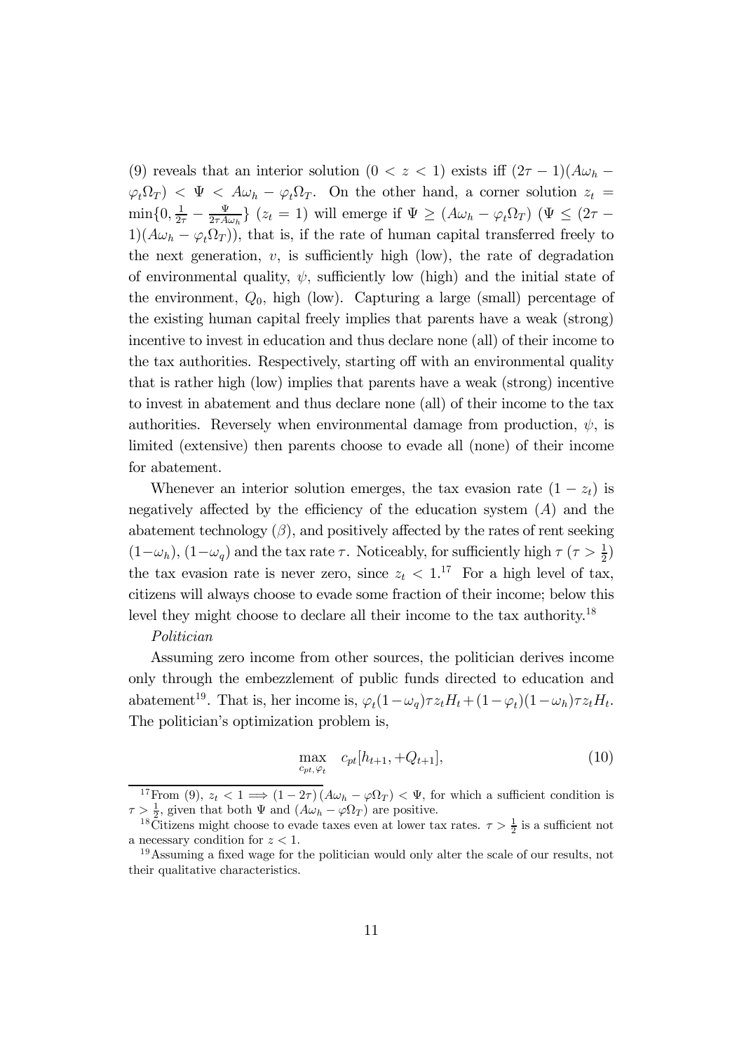(9) reveals that an interior solution $(0 < z < 1)$ exists iff $(2\tau - 1)(A\omega_h - \varphi_t \Omega_T) < \Psi < A\omega_h - \varphi_t \Omega_T$. On the other hand, a corner solution $z_t = \min\{0, \frac{1}{2\tau} - \frac{\Psi}{2\tau A\omega_h}\}$ $(z_t = 1)$ will emerge if $\Psi \geq (A\omega_h - \varphi_t \Omega_T)$ $(\Psi \leq (2\tau - 1)(A\omega_h - \varphi_t \Omega_T))$, that is, if the rate of human capital transferred freely to the next generation, $v$, is sufficiently high (low), the rate of degradation of environmental quality, $\psi$, sufficiently low (high) and the initial state of the environment, $Q_0$, high (low). Capturing a large (small) percentage of the existing human capital freely implies that parents have a weak (strong) incentive to invest in education and thus declare none (all) of their income to the tax authorities. Respectively, starting off with an environmental quality that is rather high (low) implies that parents have a weak (strong) incentive to invest in abatement and thus declare none (all) of their income to the tax authorities. Reversely when environmental damage from production, $\psi$, is limited (extensive) then parents choose to evade all (none) of their income for abatement.

Whenever an interior solution emerges, the tax evasion rate $(1 - z_t)$ is negatively affected by the efficiency of the education system $(A)$ and the abatement technology $(\beta)$, and positively affected by the rates of rent seeking $(1-\omega_h)$, $(1-\omega_q)$ and the tax rate $\tau$. Noticeably, for sufficiently high $\tau$ $(\tau > \frac{1}{2})$ the tax evasion rate is never zero, since $z_t < 1$.[17] For a high level of tax, citizens will always choose to evade some fraction of their income; below this level they might choose to declare all their income to the tax authority.[18]

*Politician*

Assuming zero income from other sources, the politician derives income only through the embezzlement of public funds directed to education and abatement[19]. That is, her income is, $\varphi_t(1-\omega_q)\tau z_t H_t + (1-\varphi_t)(1-\omega_h)\tau z_t H_t$. The politician's optimization problem is,

$$\max_{c_{pt}, \varphi_t} \quad c_{pt}[h_{t+1}, +Q_{t+1}], \tag{10}$$

[17] From (9), $z_t < 1 \implies (1 - 2\tau)(A\omega_h - \varphi\Omega_T) < \Psi$, for which a sufficient condition is $\tau > \frac{1}{2}$, given that both $\Psi$ and $(A\omega_h - \varphi\Omega_T)$ are positive.

[18] Citizens might choose to evade taxes even at lower tax rates. $\tau > \frac{1}{2}$ is a sufficient not a necessary condition for $z < 1$.

[19] Assuming a fixed wage for the politician would only alter the scale of our results, not their qualitative characteristics.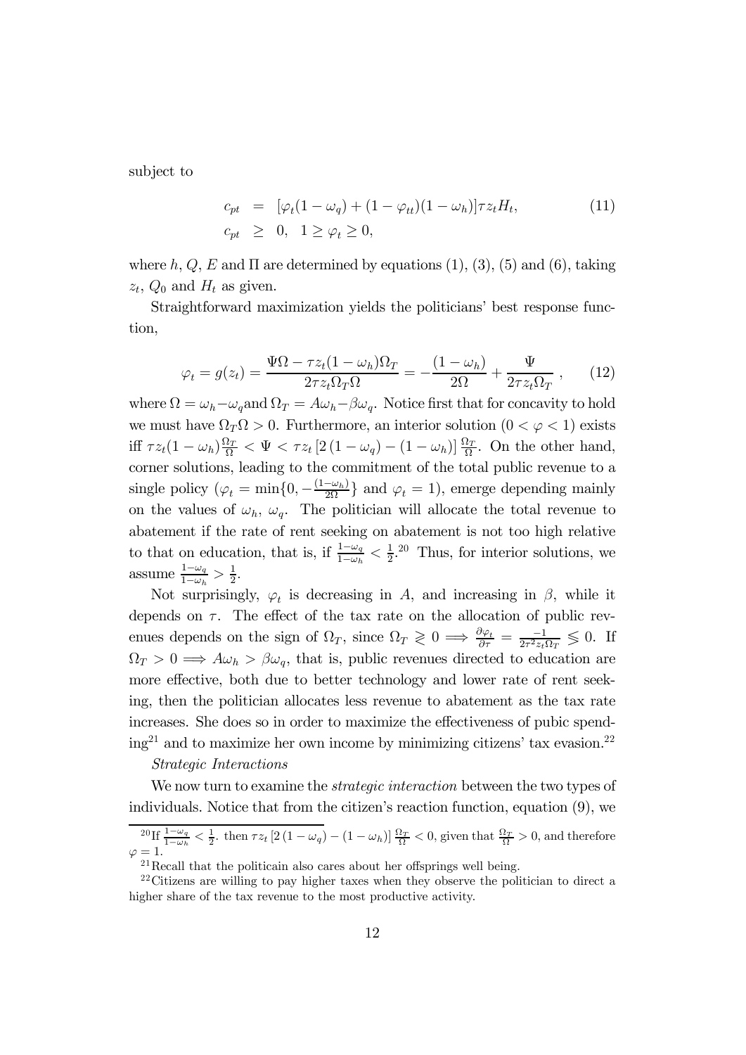subject to

$$
\begin{aligned}
c_{pt} &= [\varphi_t(1-\omega_q) + (1-\varphi_{tt})(1-\omega_h)]\tau z_t H_t, \qquad (11)\\
c_{pt} &\geq 0, \quad 1 \geq \varphi_t \geq 0,
\end{aligned}
$$

where $h$, $Q$, $E$ and $\Pi$ are determined by equations (1), (3), (5) and (6), taking $z_t$, $Q_0$ and $H_t$ as given.

Straightforward maximization yields the politicians' best response function,

$$
\varphi_t = g(z_t) = \frac{\Psi\Omega - \tau z_t(1-\omega_h)\Omega_T}{2\tau z_t \Omega_T \Omega} = -\frac{(1-\omega_h)}{2\Omega} + \frac{\Psi}{2\tau z_t \Omega_T}\ , \qquad (12)
$$

where $\Omega = \omega_h - \omega_q$ and $\Omega_T = A\omega_h - \beta\omega_q$. Notice first that for concavity to hold we must have $\Omega_T\Omega > 0$. Furthermore, an interior solution $(0 < \varphi < 1)$ exists iff $\tau z_t(1-\omega_h)\frac{\Omega_T}{\Omega} < \Psi < \tau z_t \left[2\left(1-\omega_q\right) - \left(1-\omega_h\right)\right]\frac{\Omega_T}{\Omega}$. On the other hand, corner solutions, leading to the commitment of the total public revenue to a single policy ($\varphi_t = \min\{0, -\frac{(1-\omega_h)}{2\Omega}\}$ and $\varphi_t = 1$), emerge depending mainly on the values of $\omega_h$, $\omega_q$. The politician will allocate the total revenue to abatement if the rate of rent seeking on abatement is not too high relative to that on education, that is, if $\frac{1-\omega_q}{1-\omega_h} < \frac{1}{2}$.[20] Thus, for interior solutions, we assume $\frac{1-\omega_q}{1-\omega_h} > \frac{1}{2}$.

Not surprisingly, $\varphi_t$ is decreasing in $A$, and increasing in $\beta$, while it depends on $\tau$. The effect of the tax rate on the allocation of public revenues depends on the sign of $\Omega_T$, since $\Omega_T \gtrless 0 \Longrightarrow \frac{\partial \varphi_t}{\partial \tau} = \frac{-1}{2\tau^2 z_t \Omega_T} \lesseqgtr 0$. If $\Omega_T > 0 \Longrightarrow A\omega_h > \beta\omega_q$, that is, public revenues directed to education are more effective, both due to better technology and lower rate of rent seeking, then the politician allocates less revenue to abatement as the tax rate increases. She does so in order to maximize the effectiveness of pubic spending[21] and to maximize her own income by minimizing citizens' tax evasion.[22]

*Strategic Interactions*

We now turn to examine the *strategic interaction* between the two types of individuals. Notice that from the citizen's reaction function, equation (9), we

[20] If $\frac{1-\omega_q}{1-\omega_h} < \frac{1}{2}$. then $\tau z_t \left[2\left(1-\omega_q\right) - \left(1-\omega_h\right)\right]\frac{\Omega_T}{\Omega} < 0$, given that $\frac{\Omega_T}{\Omega} > 0$, and therefore $\varphi = 1$.

[21] Recall that the politicain also cares about her offsprings well being.

[22] Citizens are willing to pay higher taxes when they observe the politician to direct a higher share of the tax revenue to the most productive activity.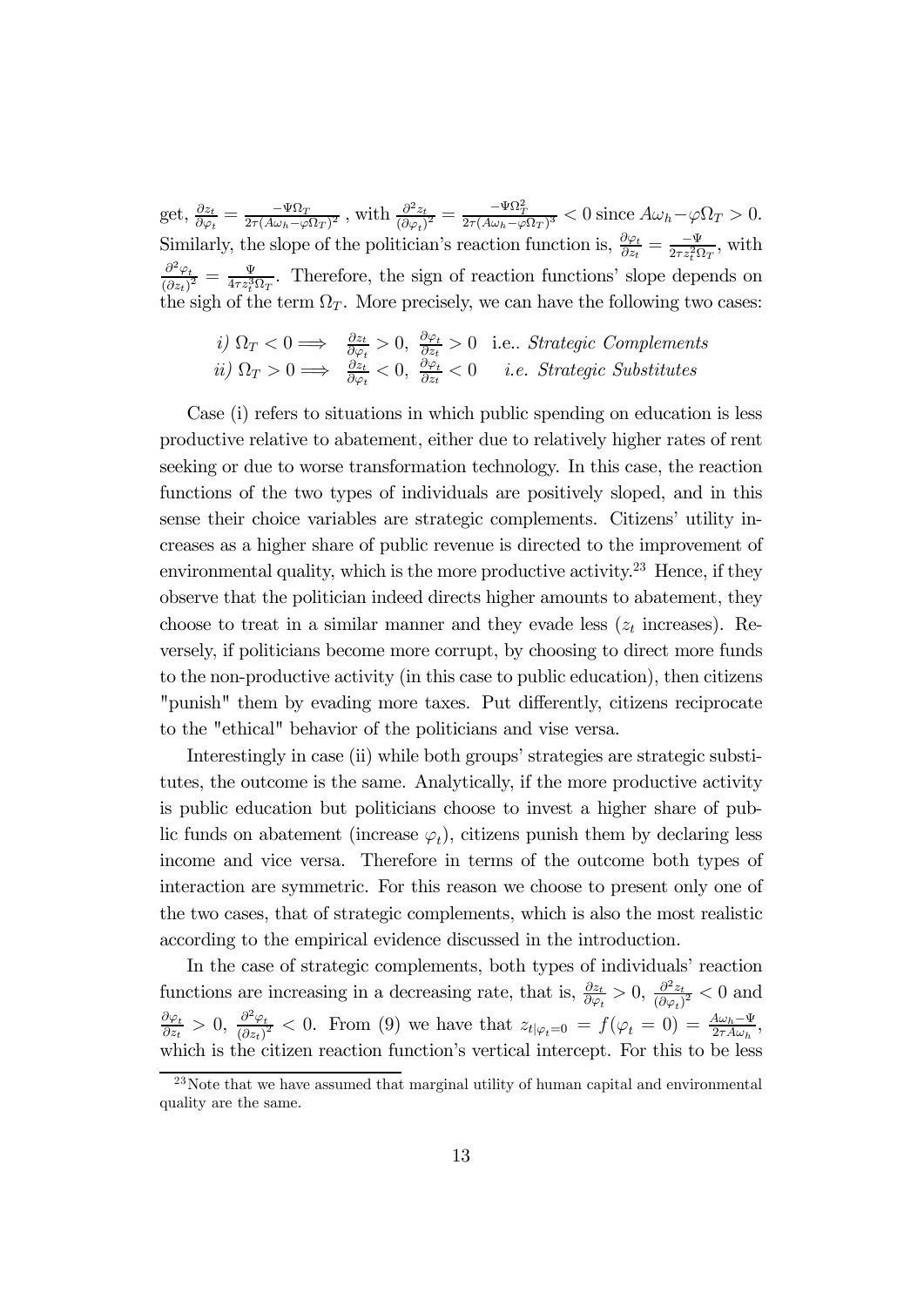get, $\frac{\partial z_t}{\partial \varphi_t} = \frac{-\Psi \Omega_T}{2\tau(A\omega_h - \varphi \Omega_T)^2}$ , with $\frac{\partial^2 z_t}{(\partial \varphi_t)^2} = \frac{-\Psi \Omega_T^2}{2\tau(A\omega_h - \varphi \Omega_T)^3} < 0$ since $A\omega_h - \varphi \Omega_T > 0$. Similarly, the slope of the politician's reaction function is, $\frac{\partial \varphi_t}{\partial z_t} = \frac{-\Psi}{2\tau z_t^2 \Omega_T}$, with $\frac{\partial^2 \varphi_t}{(\partial z_t)^2} = \frac{\Psi}{4\tau z_t^3 \Omega_T}$. Therefore, the sign of reaction functions' slope depends on the sigh of the term $\Omega_T$. More precisely, we can have the following two cases:

$$
\begin{array}{ll}
i)\ \Omega_T < 0 \Longrightarrow & \frac{\partial z_t}{\partial \varphi_t} > 0,\ \frac{\partial \varphi_t}{\partial z_t} > 0 \quad \text{i.e..}\ \textit{Strategic Complements} \\
ii)\ \Omega_T > 0 \Longrightarrow & \frac{\partial z_t}{\partial \varphi_t} < 0,\ \frac{\partial \varphi_t}{\partial z_t} < 0 \quad \textit{i.e. Strategic Substitutes}
\end{array}
$$

Case (i) refers to situations in which public spending on education is less productive relative to abatement, either due to relatively higher rates of rent seeking or due to worse transformation technology. In this case, the reaction functions of the two types of individuals are positively sloped, and in this sense their choice variables are strategic complements. Citizens' utility increases as a higher share of public revenue is directed to the improvement of environmental quality, which is the more productive activity.[23] Hence, if they observe that the politician indeed directs higher amounts to abatement, they choose to treat in a similar manner and they evade less ($z_t$ increases). Reversely, if politicians become more corrupt, by choosing to direct more funds to the non-productive activity (in this case to public education), then citizens "punish" them by evading more taxes. Put differently, citizens reciprocate to the "ethical" behavior of the politicians and vise versa.

Interestingly in case (ii) while both groups' strategies are strategic substitutes, the outcome is the same. Analytically, if the more productive activity is public education but politicians choose to invest a higher share of public funds on abatement (increase $\varphi_t$), citizens punish them by declaring less income and vice versa. Therefore in terms of the outcome both types of interaction are symmetric. For this reason we choose to present only one of the two cases, that of strategic complements, which is also the most realistic according to the empirical evidence discussed in the introduction.

In the case of strategic complements, both types of individuals' reaction functions are increasing in a decreasing rate, that is, $\frac{\partial z_t}{\partial \varphi_t} > 0$, $\frac{\partial^2 z_t}{(\partial \varphi_t)^2} < 0$ and $\frac{\partial \varphi_t}{\partial z_t} > 0$, $\frac{\partial^2 \varphi_t}{(\partial z_t)^2} < 0$. From (9) we have that $z_{t|\varphi_t=0} = f(\varphi_t = 0) = \frac{A\omega_h - \Psi}{2\tau A\omega_h}$, which is the citizen reaction function's vertical intercept. For this to be less

[23] Note that we have assumed that marginal utility of human capital and environmental quality are the same.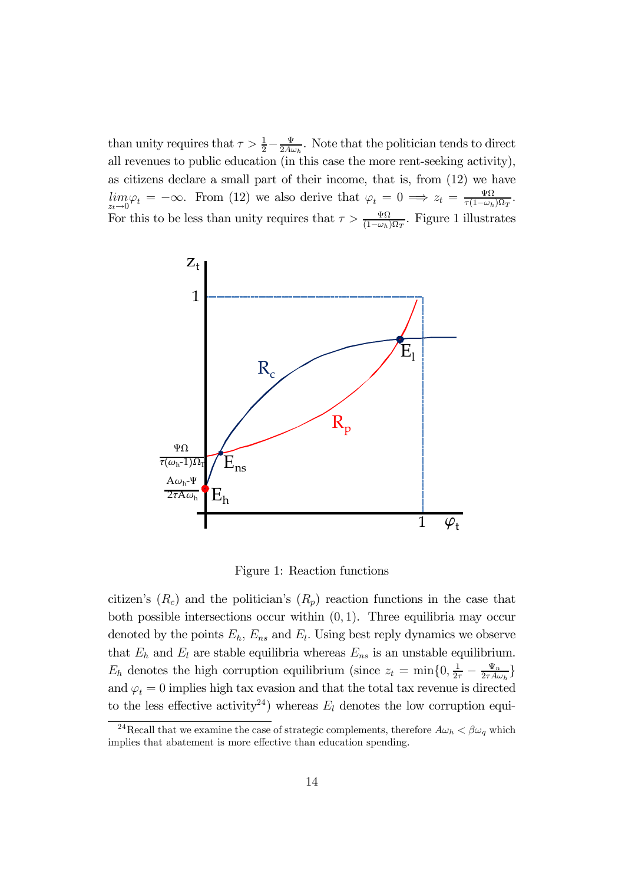than unity requires that $\tau > \frac{1}{2} - \frac{\Psi}{2A\omega_h}$. Note that the politician tends to direct all revenues to public education (in this case the more rent-seeking activity), as citizens declare a small part of their income, that is, from (12) we have $\lim_{z_t \to 0} \varphi_t = -\infty$. From (12) we also derive that $\varphi_t = 0 \Longrightarrow z_t = \frac{\Psi\Omega}{\tau(1-\omega_h)\Omega_T}$. For this to be less than unity requires that $\tau > \frac{\Psi\Omega}{(1-\omega_h)\Omega_T}$. Figure 1 illustrates

Figure 1: Reaction functions

citizen's ($R_c$) and the politician's ($R_p$) reaction functions in the case that both possible intersections occur within $(0, 1)$. Three equilibria may occur denoted by the points $E_h$, $E_{ns}$ and $E_l$. Using best reply dynamics we observe that $E_h$ and $E_l$ are stable equilibria whereas $E_{ns}$ is an unstable equilibrium. $E_h$ denotes the high corruption equilibrium (since $z_t = \min\{0, \frac{1}{2\tau} - \frac{\Psi_n}{2\tau A\omega_h}\}$ and $\varphi_t = 0$ implies high tax evasion and that the total tax revenue is directed to the less effective activity[24]) whereas $E_l$ denotes the low corruption equi-

[24] Recall that we examine the case of strategic complements, therefore $A\omega_h < \beta\omega_q$ which implies that abatement is more effective than education spending.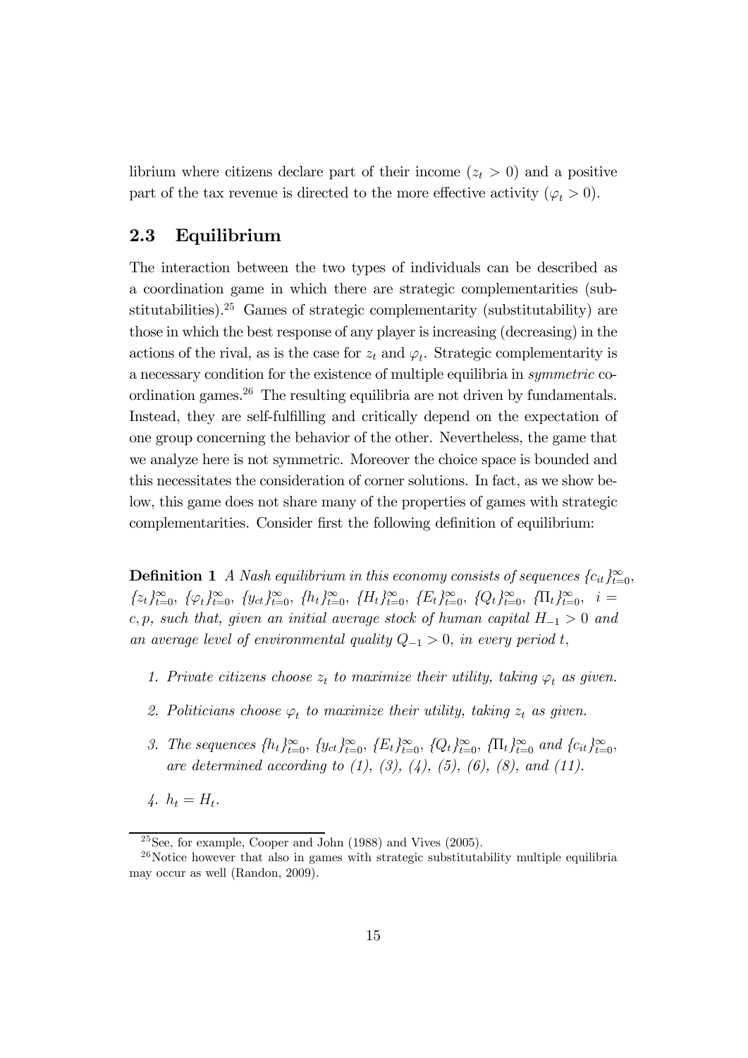librium where citizens declare part of their income ($z_t > 0$) and a positive part of the tax revenue is directed to the more effective activity ($\varphi_t > 0$).

## 2.3 Equilibrium

The interaction between the two types of individuals can be described as a coordination game in which there are strategic complementarities (substitutabilities).[25] Games of strategic complementarity (substitutability) are those in which the best response of any player is increasing (decreasing) in the actions of the rival, as is the case for $z_t$ and $\varphi_t$. Strategic complementarity is a necessary condition for the existence of multiple equilibria in *symmetric* coordination games.[26] The resulting equilibria are not driven by fundamentals. Instead, they are self-fulfilling and critically depend on the expectation of one group concerning the behavior of the other. Nevertheless, the game that we analyze here is not symmetric. Moreover the choice space is bounded and this necessitates the consideration of corner solutions. In fact, as we show below, this game does not share many of the properties of games with strategic complementarities. Consider first the following definition of equilibrium:

**Definition 1** *A Nash equilibrium in this economy consists of sequences $\{c_{it}\}_{t=0}^{\infty}$, $\{z_t\}_{t=0}^{\infty}$, $\{\varphi_t\}_{t=0}^{\infty}$, $\{y_{ct}\}_{t=0}^{\infty}$, $\{h_t\}_{t=0}^{\infty}$, $\{H_t\}_{t=0}^{\infty}$, $\{E_t\}_{t=0}^{\infty}$, $\{Q_t\}_{t=0}^{\infty}$, $\{\Pi_t\}_{t=0}^{\infty}$, $i = c, p$, such that, given an initial average stock of human capital $H_{-1} > 0$ and an average level of environmental quality $Q_{-1} > 0$, in every period $t$,*

1. *Private citizens choose $z_t$ to maximize their utility, taking $\varphi_t$ as given.*
2. *Politicians choose $\varphi_t$ to maximize their utility, taking $z_t$ as given.*
3. *The sequences $\{h_t\}_{t=0}^{\infty}$, $\{y_{ct}\}_{t=0}^{\infty}$, $\{E_t\}_{t=0}^{\infty}$, $\{Q_t\}_{t=0}^{\infty}$, $\{\Pi_t\}_{t=0}^{\infty}$ and $\{c_{it}\}_{t=0}^{\infty}$, are determined according to (1), (3), (4), (5), (6), (8), and (11).*
4. *$h_t = H_t$.*

---

[25] See, for example, Cooper and John (1988) and Vives (2005).

[26] Notice however that also in games with strategic substitutability multiple equilibria may occur as well (Randon, 2009).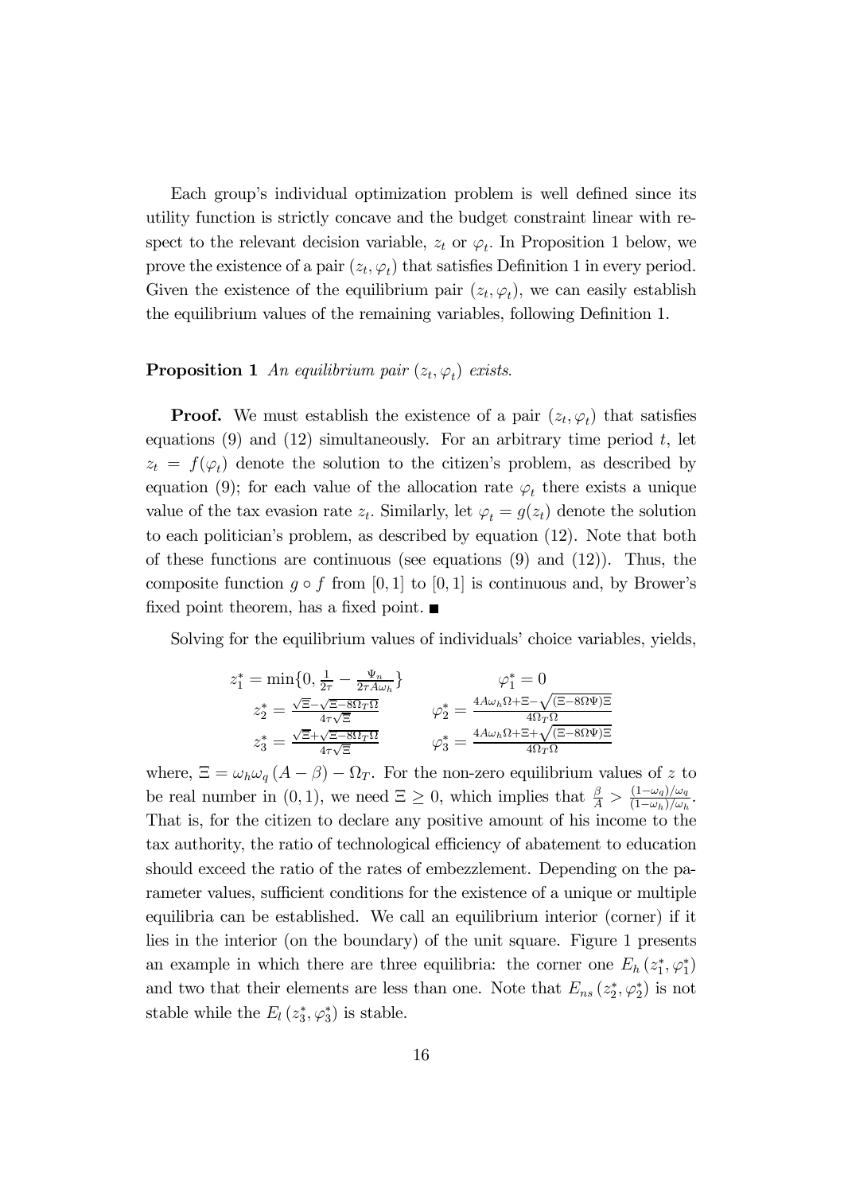Each group's individual optimization problem is well defined since its utility function is strictly concave and the budget constraint linear with respect to the relevant decision variable, $z_t$ or $\varphi_t$. In Proposition 1 below, we prove the existence of a pair $(z_t, \varphi_t)$ that satisfies Definition 1 in every period. Given the existence of the equilibrium pair $(z_t, \varphi_t)$, we can easily establish the equilibrium values of the remaining variables, following Definition 1.

**Proposition 1** *An equilibrium pair $(z_t, \varphi_t)$ exists.*

**Proof.** We must establish the existence of a pair $(z_t, \varphi_t)$ that satisfies equations (9) and (12) simultaneously. For an arbitrary time period $t$, let $z_t = f(\varphi_t)$ denote the solution to the citizen's problem, as described by equation (9); for each value of the allocation rate $\varphi_t$ there exists a unique value of the tax evasion rate $z_t$. Similarly, let $\varphi_t = g(z_t)$ denote the solution to each politician's problem, as described by equation (12). Note that both of these functions are continuous (see equations (9) and (12)). Thus, the composite function $g \circ f$ from $[0,1]$ to $[0,1]$ is continuous and, by Brower's fixed point theorem, has a fixed point. ■

Solving for the equilibrium values of individuals' choice variables, yields,

$$
\begin{array}{ll}
z_1^* = \min\{0, \frac{1}{2\tau} - \frac{\Psi_n}{2\tau A\omega_h}\} & \varphi_1^* = 0 \\
z_2^* = \frac{\sqrt{\Xi} - \sqrt{\Xi - 8\Omega_T\Omega}}{4\tau\sqrt{\Xi}} & \varphi_2^* = \frac{4A\omega_h\Omega + \Xi - \sqrt{(\Xi - 8\Omega\Psi)\Xi}}{4\Omega_T\Omega} \\
z_3^* = \frac{\sqrt{\Xi} + \sqrt{\Xi - 8\Omega_T\Omega}}{4\tau\sqrt{\Xi}} & \varphi_3^* = \frac{4A\omega_h\Omega + \Xi + \sqrt{(\Xi - 8\Omega\Psi)\Xi}}{4\Omega_T\Omega}
\end{array}
$$

where, $\Xi = \omega_h\omega_q(A - \beta) - \Omega_T$. For the non-zero equilibrium values of $z$ to be real number in $(0,1)$, we need $\Xi \geq 0$, which implies that $\frac{\beta}{A} > \frac{(1-\omega_q)/\omega_q}{(1-\omega_h)/\omega_h}$. That is, for the citizen to declare any positive amount of his income to the tax authority, the ratio of technological efficiency of abatement to education should exceed the ratio of the rates of embezzlement. Depending on the parameter values, sufficient conditions for the existence of a unique or multiple equilibria can be established. We call an equilibrium interior (corner) if it lies in the interior (on the boundary) of the unit square. Figure 1 presents an example in which there are three equilibria: the corner one $E_h(z_1^*, \varphi_1^*)$ and two that their elements are less than one. Note that $E_{ns}(z_2^*, \varphi_2^*)$ is not stable while the $E_l(z_3^*, \varphi_3^*)$ is stable.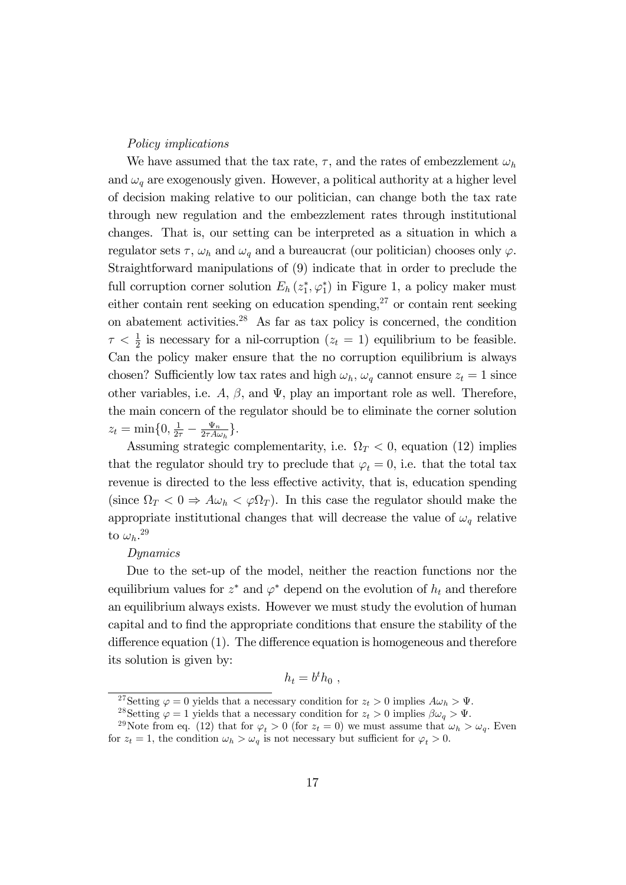*Policy implications*

We have assumed that the tax rate, $\tau$, and the rates of embezzlement $\omega_h$ and $\omega_q$ are exogenously given. However, a political authority at a higher level of decision making relative to our politician, can change both the tax rate through new regulation and the embezzlement rates through institutional changes. That is, our setting can be interpreted as a situation in which a regulator sets $\tau$, $\omega_h$ and $\omega_q$ and a bureaucrat (our politician) chooses only $\varphi$. Straightforward manipulations of (9) indicate that in order to preclude the full corruption corner solution $E_h(z_1^*, \varphi_1^*)$ in Figure 1, a policy maker must either contain rent seeking on education spending,[27] or contain rent seeking on abatement activities.[28] As far as tax policy is concerned, the condition $\tau < \frac{1}{2}$ is necessary for a nil-corruption ($z_t = 1$) equilibrium to be feasible. Can the policy maker ensure that the no corruption equilibrium is always chosen? Sufficiently low tax rates and high $\omega_h$, $\omega_q$ cannot ensure $z_t = 1$ since other variables, i.e. $A$, $\beta$, and $\Psi$, play an important role as well. Therefore, the main concern of the regulator should be to eliminate the corner solution $z_t = \min\{0, \frac{1}{2\tau} - \frac{\Psi_n}{2\tau A\omega_h}\}$.

Assuming strategic complementarity, i.e. $\Omega_T < 0$, equation (12) implies that the regulator should try to preclude that $\varphi_t = 0$, i.e. that the total tax revenue is directed to the less effective activity, that is, education spending (since $\Omega_T < 0 \Rightarrow A\omega_h < \varphi\Omega_T$). In this case the regulator should make the appropriate institutional changes that will decrease the value of $\omega_q$ relative to $\omega_h$.[29]

*Dynamics*

Due to the set-up of the model, neither the reaction functions nor the equilibrium values for $z^*$ and $\varphi^*$ depend on the evolution of $h_t$ and therefore an equilibrium always exists. However we must study the evolution of human capital and to find the appropriate conditions that ensure the stability of the difference equation (1). The difference equation is homogeneous and therefore its solution is given by:

$$h_t = b^t h_0 ,$$

---

[27] Setting $\varphi = 0$ yields that a necessary condition for $z_t > 0$ implies $A\omega_h > \Psi$.

[28] Setting $\varphi = 1$ yields that a necessary condition for $z_t > 0$ implies $\beta\omega_q > \Psi$.

[29] Note from eq. (12) that for $\varphi_t > 0$ (for $z_t = 0$) we must assume that $\omega_h > \omega_q$. Even for $z_t = 1$, the condition $\omega_h > \omega_q$ is not necessary but sufficient for $\varphi_t > 0$.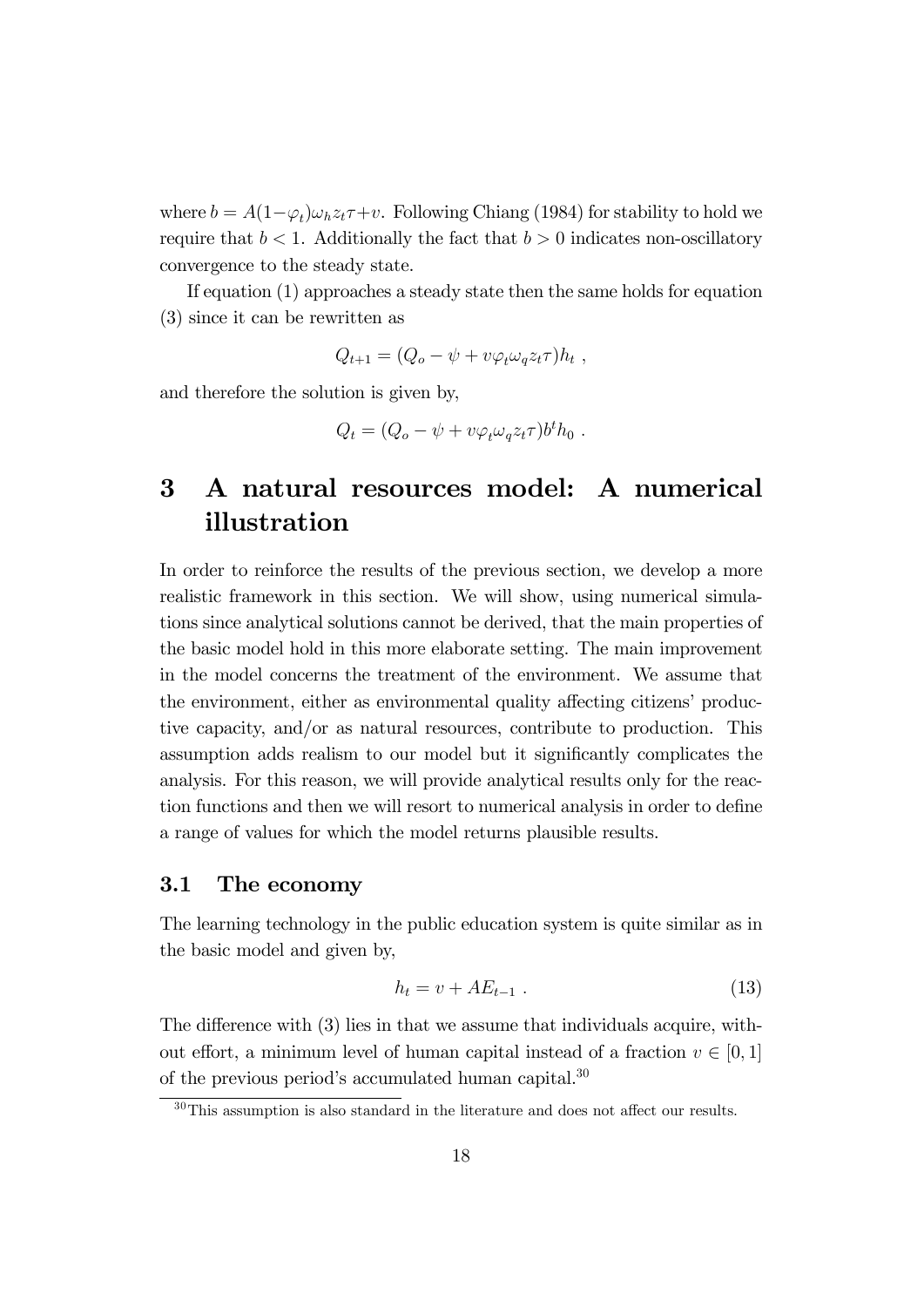where $b = A(1-\varphi_t)\omega_h z_t \tau + v$. Following Chiang (1984) for stability to hold we require that $b < 1$. Additionally the fact that $b > 0$ indicates non-oscillatory convergence to the steady state.

If equation (1) approaches a steady state then the same holds for equation (3) since it can be rewritten as

$$Q_{t+1} = (Q_o - \psi + v\varphi_t \omega_q z_t \tau)h_t \ ,$$

and therefore the solution is given by,

$$Q_t = (Q_o - \psi + v\varphi_t \omega_q z_t \tau)b^t h_0 \ .$$

# 3 A natural resources model: A numerical illustration

In order to reinforce the results of the previous section, we develop a more realistic framework in this section. We will show, using numerical simulations since analytical solutions cannot be derived, that the main properties of the basic model hold in this more elaborate setting. The main improvement in the model concerns the treatment of the environment. We assume that the environment, either as environmental quality affecting citizens' productive capacity, and/or as natural resources, contribute to production. This assumption adds realism to our model but it significantly complicates the analysis. For this reason, we will provide analytical results only for the reaction functions and then we will resort to numerical analysis in order to define a range of values for which the model returns plausible results.

## 3.1 The economy

The learning technology in the public education system is quite similar as in the basic model and given by,

$$h_t = v + AE_{t-1} \ . \tag{13}$$

The difference with (3) lies in that we assume that individuals acquire, without effort, a minimum level of human capital instead of a fraction $v \in [0, 1]$ of the previous period's accumulated human capital.[30]

[30] This assumption is also standard in the literature and does not affect our results.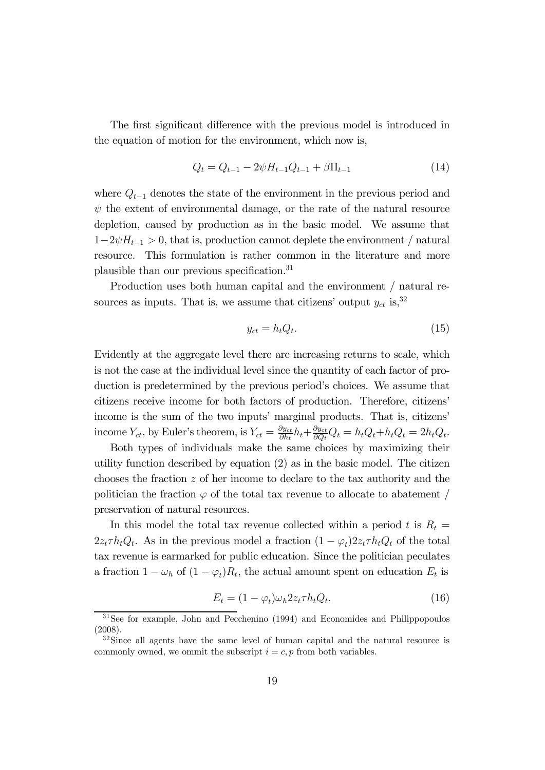The first significant difference with the previous model is introduced in the equation of motion for the environment, which now is,

$$Q_t = Q_{t-1} - 2\psi H_{t-1} Q_{t-1} + \beta \Pi_{t-1} \tag{14}$$

where $Q_{t-1}$ denotes the state of the environment in the previous period and $\psi$ the extent of environmental damage, or the rate of the natural resource depletion, caused by production as in the basic model. We assume that $1 - 2\psi H_{t-1} > 0$, that is, production cannot deplete the environment / natural resource. This formulation is rather common in the literature and more plausible than our previous specification.[31]

Production uses both human capital and the environment / natural resources as inputs. That is, we assume that citizens' output $y_{ct}$ is,[32]

$$y_{ct} = h_t Q_t. \tag{15}$$

Evidently at the aggregate level there are increasing returns to scale, which is not the case at the individual level since the quantity of each factor of production is predetermined by the previous period's choices. We assume that citizens receive income for both factors of production. Therefore, citizens' income is the sum of the two inputs' marginal products. That is, citizens' income $Y_{ct}$, by Euler's theorem, is $Y_{ct} = \frac{\partial y_{ct}}{\partial h_t} h_t + \frac{\partial y_{ct}}{\partial Q_t} Q_t = h_t Q_t + h_t Q_t = 2h_t Q_t$.

Both types of individuals make the same choices by maximizing their utility function described by equation (2) as in the basic model. The citizen chooses the fraction $z$ of her income to declare to the tax authority and the politician the fraction $\varphi$ of the total tax revenue to allocate to abatement / preservation of natural resources.

In this model the total tax revenue collected within a period $t$ is $R_t = 2z_t \tau h_t Q_t$. As in the previous model a fraction $(1 - \varphi_t) 2z_t \tau h_t Q_t$ of the total tax revenue is earmarked for public education. Since the politician peculates a fraction $1 - \omega_h$ of $(1 - \varphi_t) R_t$, the actual amount spent on education $E_t$ is

$$E_t = (1 - \varphi_t) \omega_h 2z_t \tau h_t Q_t. \tag{16}$$

[31] See for example, John and Pecchenino (1994) and Economides and Philippopoulos (2008).

[32] Since all agents have the same level of human capital and the natural resource is commonly owned, we ommit the subscript $i = c, p$ from both variables.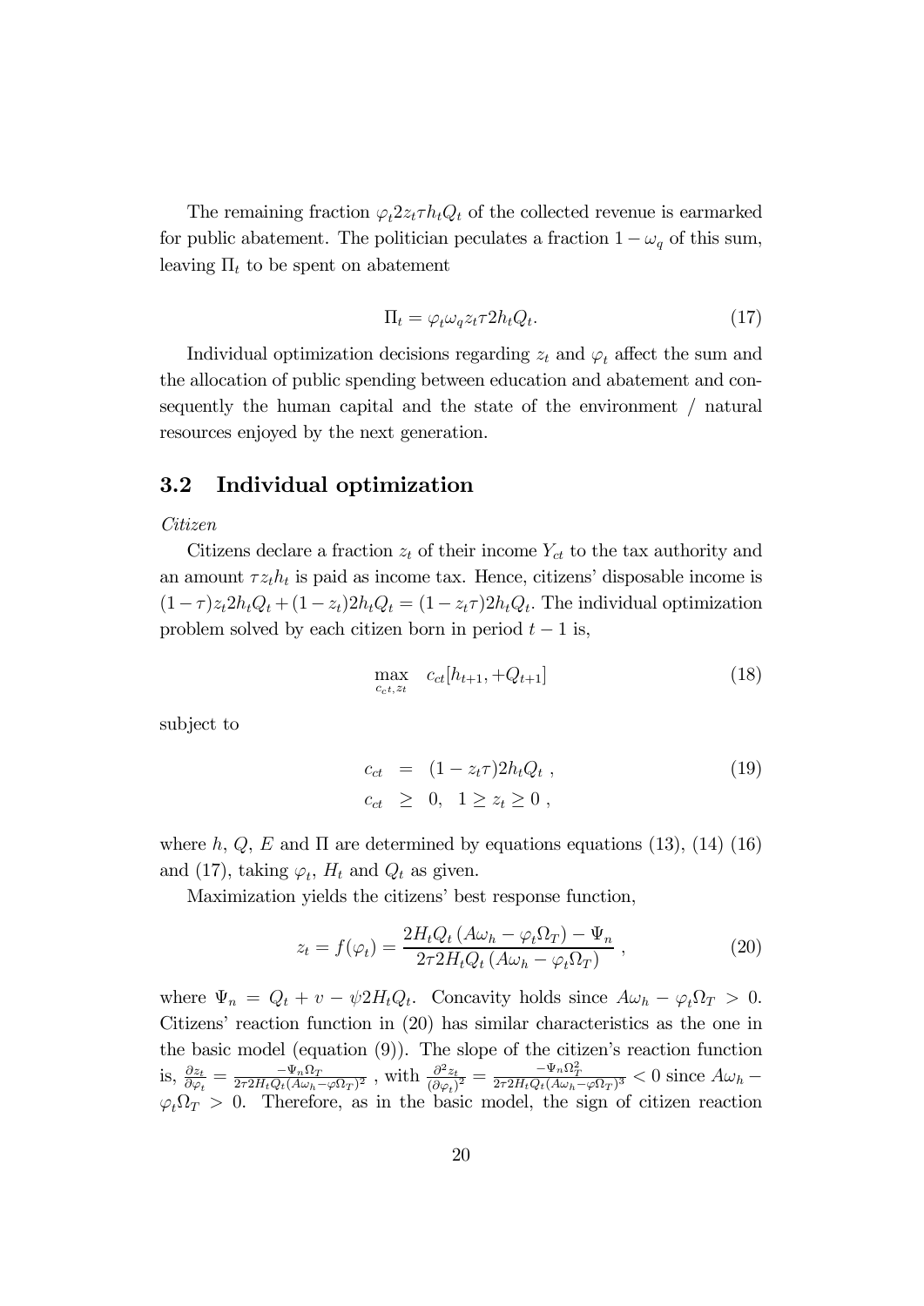The remaining fraction $\varphi_t 2 z_t \tau h_t Q_t$ of the collected revenue is earmarked for public abatement. The politician peculates a fraction $1 - \omega_q$ of this sum, leaving $\Pi_t$ to be spent on abatement

$$\Pi_t = \varphi_t \omega_q z_t \tau 2 h_t Q_t. \tag{17}$$

Individual optimization decisions regarding $z_t$ and $\varphi_t$ affect the sum and the allocation of public spending between education and abatement and consequently the human capital and the state of the environment / natural resources enjoyed by the next generation.

## 3.2 Individual optimization

*Citizen*

Citizens declare a fraction $z_t$ of their income $Y_{ct}$ to the tax authority and an amount $\tau z_t h_t$ is paid as income tax. Hence, citizens' disposable income is $(1-\tau) z_t 2 h_t Q_t + (1 - z_t) 2 h_t Q_t = (1 - z_t \tau) 2 h_t Q_t$. The individual optimization problem solved by each citizen born in period $t-1$ is,

$$\max_{c_c t, z_t} \quad c_{ct}[h_{t+1}, +Q_{t+1}] \tag{18}$$

subject to

$$\begin{aligned} c_{ct} &= (1 - z_t \tau) 2 h_t Q_t \,, \\ c_{ct} &\geq 0, \quad 1 \geq z_t \geq 0 \,, \end{aligned} \tag{19}$$

where $h$, $Q$, $E$ and $\Pi$ are determined by equations equations (13), (14) (16) and (17), taking $\varphi_t$, $H_t$ and $Q_t$ as given.

Maximization yields the citizens' best response function,

$$z_t = f(\varphi_t) = \frac{2 H_t Q_t \left(A \omega_h - \varphi_t \Omega_T\right) - \Psi_n}{2 \tau 2 H_t Q_t \left(A \omega_h - \varphi_t \Omega_T\right)} \,, \tag{20}$$

where $\Psi_n = Q_t + v - \psi 2 H_t Q_t$. Concavity holds since $A\omega_h - \varphi_t \Omega_T > 0$. Citizens' reaction function in (20) has similar characteristics as the one in the basic model (equation (9)). The slope of the citizen's reaction function is, $\frac{\partial z_t}{\partial \varphi_t} = \frac{-\Psi_n \Omega_T}{2\tau 2 H_t Q_t (A\omega_h - \varphi \Omega_T)^2}$ , with $\frac{\partial^2 z_t}{(\partial \varphi_t)^2} = \frac{-\Psi_n \Omega_T^2}{2\tau 2 H_t Q_t (A\omega_h - \varphi \Omega_T)^3} < 0$ since $A\omega_h - \varphi_t \Omega_T > 0$. Therefore, as in the basic model, the sign of citizen reaction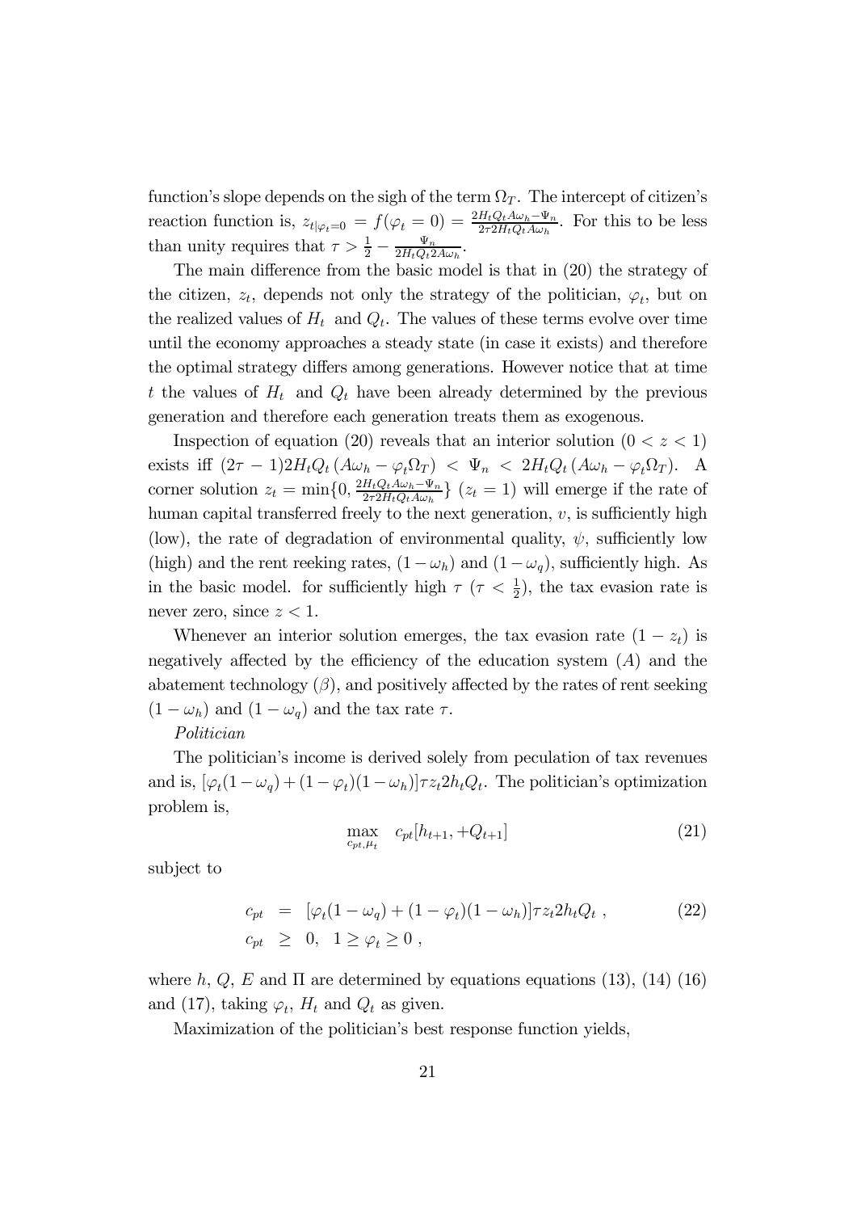function's slope depends on the sigh of the term $\Omega_T$. The intercept of citizen's reaction function is, $z_{t|\varphi_t=0} = f(\varphi_t = 0) = \frac{2H_tQ_tA\omega_h - \Psi_n}{2\tau 2H_tQ_tA\omega_h}$. For this to be less than unity requires that $\tau > \frac{1}{2} - \frac{\Psi_n}{2H_tQ_t2A\omega_h}$.

The main difference from the basic model is that in (20) the strategy of the citizen, $z_t$, depends not only the strategy of the politician, $\varphi_t$, but on the realized values of $H_t$ and $Q_t$. The values of these terms evolve over time until the economy approaches a steady state (in case it exists) and therefore the optimal strategy differs among generations. However notice that at time $t$ the values of $H_t$ and $Q_t$ have been already determined by the previous generation and therefore each generation treats them as exogenous.

Inspection of equation (20) reveals that an interior solution $(0 < z < 1)$ exists iff $(2\tau - 1)2H_tQ_t(A\omega_h - \varphi_t\Omega_T) < \Psi_n < 2H_tQ_t(A\omega_h - \varphi_t\Omega_T)$. A corner solution $z_t = \min\{0, \frac{2H_tQ_tA\omega_h - \Psi_n}{2\tau 2H_tQ_tA\omega_h}\}$ $(z_t = 1)$ will emerge if the rate of human capital transferred freely to the next generation, $v$, is sufficiently high (low), the rate of degradation of environmental quality, $\psi$, sufficiently low (high) and the rent reeking rates, $(1-\omega_h)$ and $(1-\omega_q)$, sufficiently high. As in the basic model. for sufficiently high $\tau$ $(\tau < \frac{1}{2})$, the tax evasion rate is never zero, since $z < 1$.

Whenever an interior solution emerges, the tax evasion rate $(1 - z_t)$ is negatively affected by the efficiency of the education system $(A)$ and the abatement technology $(\beta)$, and positively affected by the rates of rent seeking $(1-\omega_h)$ and $(1-\omega_q)$ and the tax rate $\tau$.

*Politician*

The politician's income is derived solely from peculation of tax revenues and is, $[\varphi_t(1-\omega_q) + (1-\varphi_t)(1-\omega_h)]\tau z_t 2h_tQ_t$. The politician's optimization problem is,

$$\max_{c_{pt},\mu_t} \quad c_{pt}[h_{t+1}, +Q_{t+1}] \tag{21}$$

subject to

$$\begin{aligned} c_{pt} &= [\varphi_t(1-\omega_q) + (1-\varphi_t)(1-\omega_h)]\tau z_t 2h_tQ_t \ , \\ c_{pt} &\geq 0, \quad 1 \geq \varphi_t \geq 0 \ , \end{aligned} \tag{22}$$

where $h$, $Q$, $E$ and $\Pi$ are determined by equations equations (13), (14) (16) and (17), taking $\varphi_t$, $H_t$ and $Q_t$ as given.

Maximization of the politician's best response function yields,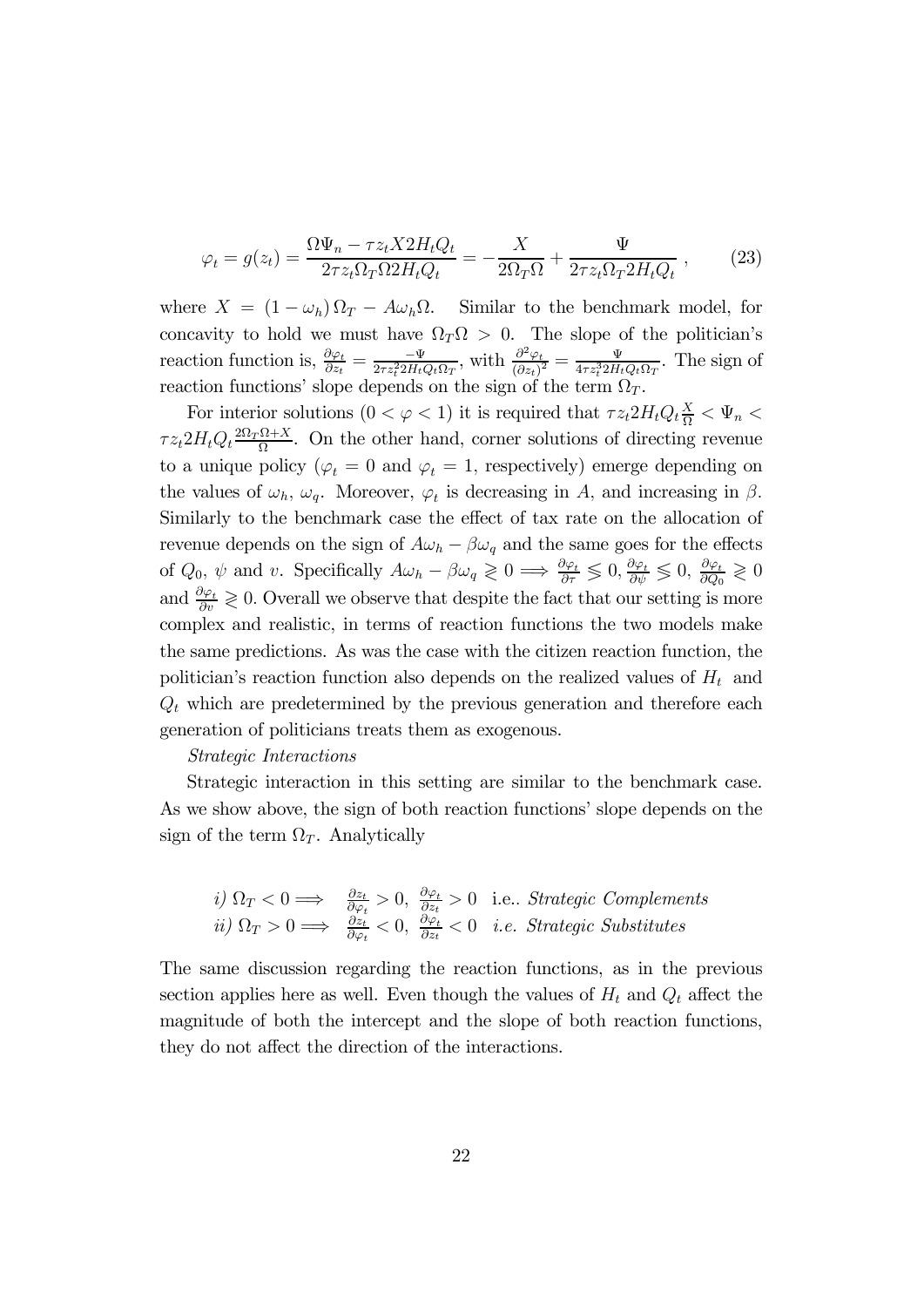$$\varphi_t = g(z_t) = \frac{\Omega\Psi_n - \tau z_t X 2H_t Q_t}{2\tau z_t \Omega_T \Omega 2H_t Q_t} = -\frac{X}{2\Omega_T \Omega} + \frac{\Psi}{2\tau z_t \Omega_T 2H_t Q_t}\ , \tag{23}$$

where $X = (1-\omega_h)\,\Omega_T - A\omega_h\Omega$. Similar to the benchmark model, for concavity to hold we must have $\Omega_T\Omega > 0$. The slope of the politician's reaction function is, $\frac{\partial\varphi_t}{\partial z_t} = \frac{-\Psi}{2\tau z_t^2 2H_t Q_t \Omega_T}$, with $\frac{\partial^2\varphi_t}{(\partial z_t)^2} = \frac{\Psi}{4\tau z_t^3 2H_t Q_t \Omega_T}$. The sign of reaction functions' slope depends on the sign of the term $\Omega_T$.

For interior solutions ($0 < \varphi < 1$) it is required that $\tau z_t 2H_t Q_t \frac{X}{\Omega} < \Psi_n < \tau z_t 2H_t Q_t \frac{2\Omega_T\Omega + X}{\Omega}$. On the other hand, corner solutions of directing revenue to a unique policy ($\varphi_t = 0$ and $\varphi_t = 1$, respectively) emerge depending on the values of $\omega_h$, $\omega_q$. Moreover, $\varphi_t$ is decreasing in $A$, and increasing in $\beta$. Similarly to the benchmark case the effect of tax rate on the allocation of revenue depends on the sign of $A\omega_h - \beta\omega_q$ and the same goes for the effects of $Q_0$, $\psi$ and $\upsilon$. Specifically $A\omega_h - \beta\omega_q \gtrless 0 \Longrightarrow \frac{\partial\varphi_t}{\partial\tau} \lessgtr 0, \frac{\partial\varphi_t}{\partial\psi} \lessgtr 0,\ \frac{\partial\varphi_t}{\partial Q_0} \gtrless 0$ and $\frac{\partial\varphi_t}{\partial\upsilon} \gtrless 0$. Overall we observe that despite the fact that our setting is more complex and realistic, in terms of reaction functions the two models make the same predictions. As was the case with the citizen reaction function, the politician's reaction function also depends on the realized values of $H_t$ and $Q_t$ which are predetermined by the previous generation and therefore each generation of politicians treats them as exogenous.

*Strategic Interactions*

Strategic interaction in this setting are similar to the benchmark case. As we show above, the sign of both reaction functions' slope depends on the sign of the term $\Omega_T$. Analytically

*i)* $\Omega_T < 0 \Longrightarrow \quad \frac{\partial z_t}{\partial\varphi_t} > 0,\ \frac{\partial\varphi_t}{\partial z_t} > 0$ i.e.. *Strategic Complements*
*ii)* $\Omega_T > 0 \Longrightarrow \quad \frac{\partial z_t}{\partial\varphi_t} < 0,\ \frac{\partial\varphi_t}{\partial z_t} < 0$ *i.e. Strategic Substitutes*

The same discussion regarding the reaction functions, as in the previous section applies here as well. Even though the values of $H_t$ and $Q_t$ affect the magnitude of both the intercept and the slope of both reaction functions, they do not affect the direction of the interactions.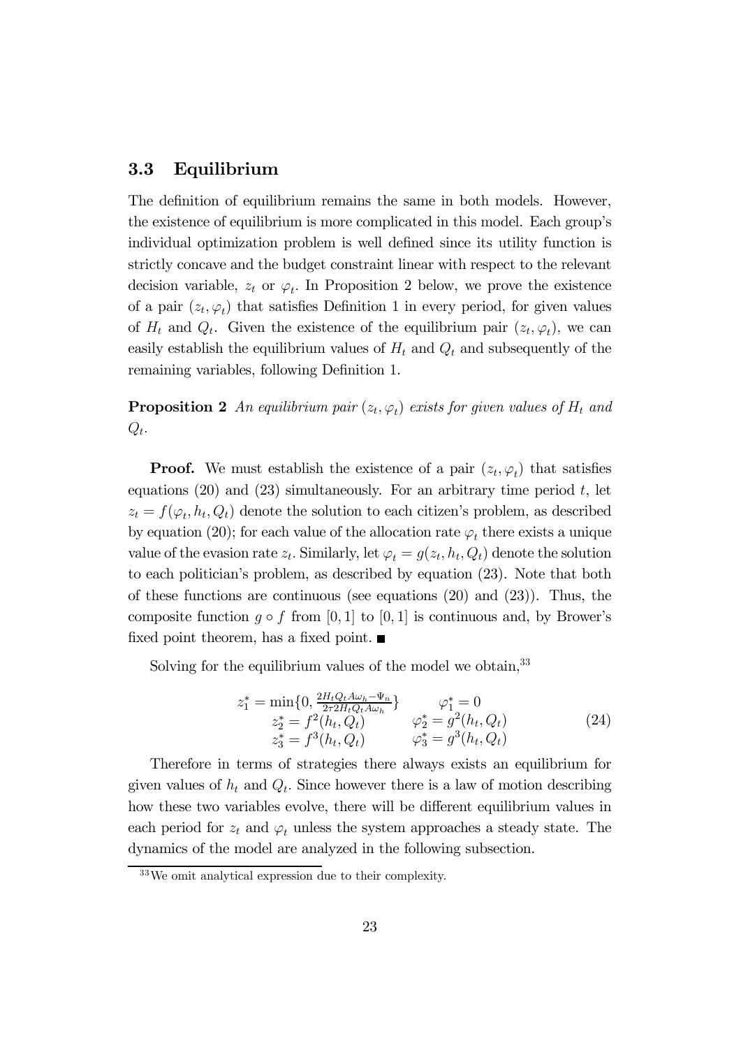### 3.3 Equilibrium

The definition of equilibrium remains the same in both models. However, the existence of equilibrium is more complicated in this model. Each group's individual optimization problem is well defined since its utility function is strictly concave and the budget constraint linear with respect to the relevant decision variable, $z_t$ or $\varphi_t$. In Proposition 2 below, we prove the existence of a pair $(z_t, \varphi_t)$ that satisfies Definition 1 in every period, for given values of $H_t$ and $Q_t$. Given the existence of the equilibrium pair $(z_t, \varphi_t)$, we can easily establish the equilibrium values of $H_t$ and $Q_t$ and subsequently of the remaining variables, following Definition 1.

**Proposition 2** *An equilibrium pair $(z_t, \varphi_t)$ exists for given values of $H_t$ and $Q_t$.*

**Proof.** We must establish the existence of a pair $(z_t, \varphi_t)$ that satisfies equations (20) and (23) simultaneously. For an arbitrary time period $t$, let $z_t = f(\varphi_t, h_t, Q_t)$ denote the solution to each citizen's problem, as described by equation (20); for each value of the allocation rate $\varphi_t$ there exists a unique value of the evasion rate $z_t$. Similarly, let $\varphi_t = g(z_t, h_t, Q_t)$ denote the solution to each politician's problem, as described by equation (23). Note that both of these functions are continuous (see equations (20) and (23)). Thus, the composite function $g \circ f$ from $[0, 1]$ to $[0, 1]$ is continuous and, by Brower's fixed point theorem, has a fixed point. ■

Solving for the equilibrium values of the model we obtain,[33]

$$
\begin{array}{ll}
z_1^* = \min\{0, \frac{2H_tQ_tA\omega_h - \Psi_n}{2\tau 2H_tQ_tA\omega_h}\} & \varphi_1^* = 0 \\
z_2^* = f^2(h_t, Q_t) & \varphi_2^* = g^2(h_t, Q_t) \\
z_3^* = f^3(h_t, Q_t) & \varphi_3^* = g^3(h_t, Q_t)
\end{array}
\tag{24}
$$

Therefore in terms of strategies there always exists an equilibrium for given values of $h_t$ and $Q_t$. Since however there is a law of motion describing how these two variables evolve, there will be different equilibrium values in each period for $z_t$ and $\varphi_t$ unless the system approaches a steady state. The dynamics of the model are analyzed in the following subsection.

[33] We omit analytical expression due to their complexity.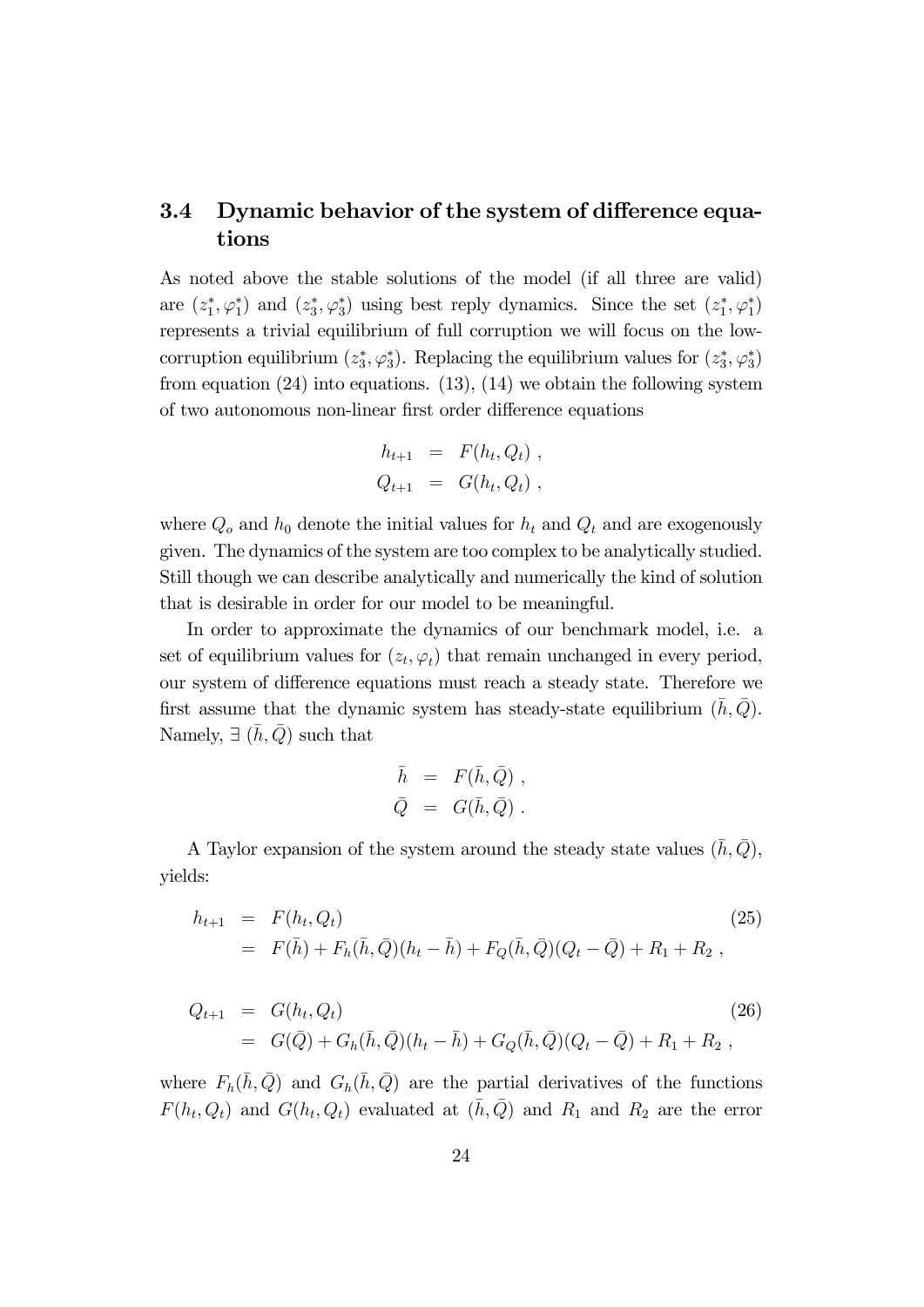### 3.4 Dynamic behavior of the system of difference equations

As noted above the stable solutions of the model (if all three are valid) are $(z_1^*, \varphi_1^*)$ and $(z_3^*, \varphi_3^*)$ using best reply dynamics. Since the set $(z_1^*, \varphi_1^*)$ represents a trivial equilibrium of full corruption we will focus on the low-corruption equilibrium $(z_3^*, \varphi_3^*)$. Replacing the equilibrium values for $(z_3^*, \varphi_3^*)$ from equation (24) into equations. (13), (14) we obtain the following system of two autonomous non-linear first order difference equations

$$
\begin{aligned}
h_{t+1} &= F(h_t, Q_t) \ , \\
Q_{t+1} &= G(h_t, Q_t) \ ,
\end{aligned}
$$

where $Q_o$ and $h_0$ denote the initial values for $h_t$ and $Q_t$ and are exogenously given. The dynamics of the system are too complex to be analytically studied. Still though we can describe analytically and numerically the kind of solution that is desirable in order for our model to be meaningful.

In order to approximate the dynamics of our benchmark model, i.e. a set of equilibrium values for $(z_t, \varphi_t)$ that remain unchanged in every period, our system of difference equations must reach a steady state. Therefore we first assume that the dynamic system has steady-state equilibrium $(\bar{h}, \bar{Q})$. Namely, $\exists \ (\bar{h}, \bar{Q})$ such that

$$
\begin{aligned}
\bar{h} &= F(\bar{h}, \bar{Q}) \ , \\
\bar{Q} &= G(\bar{h}, \bar{Q}) \ .
\end{aligned}
$$

A Taylor expansion of the system around the steady state values $(\bar{h}, \bar{Q})$, yields:

$$
\begin{aligned}
h_{t+1} &= F(h_t, Q_t) \qquad (25) \\
&= F(\bar{h}) + F_h(\bar{h}, \bar{Q})(h_t - \bar{h}) + F_Q(\bar{h}, \bar{Q})(Q_t - \bar{Q}) + R_1 + R_2 \ ,
\end{aligned}
$$

$$
\begin{aligned}
Q_{t+1} &= G(h_t, Q_t) \qquad (26) \\
&= G(\bar{Q}) + G_h(\bar{h}, \bar{Q})(h_t - \bar{h}) + G_Q(\bar{h}, \bar{Q})(Q_t - \bar{Q}) + R_1 + R_2 \ ,
\end{aligned}
$$

where $F_h(\bar{h}, \bar{Q})$ and $G_h(\bar{h}, \bar{Q})$ are the partial derivatives of the functions $F(h_t, Q_t)$ and $G(h_t, Q_t)$ evaluated at $(\bar{h}, \bar{Q})$ and $R_1$ and $R_2$ are the error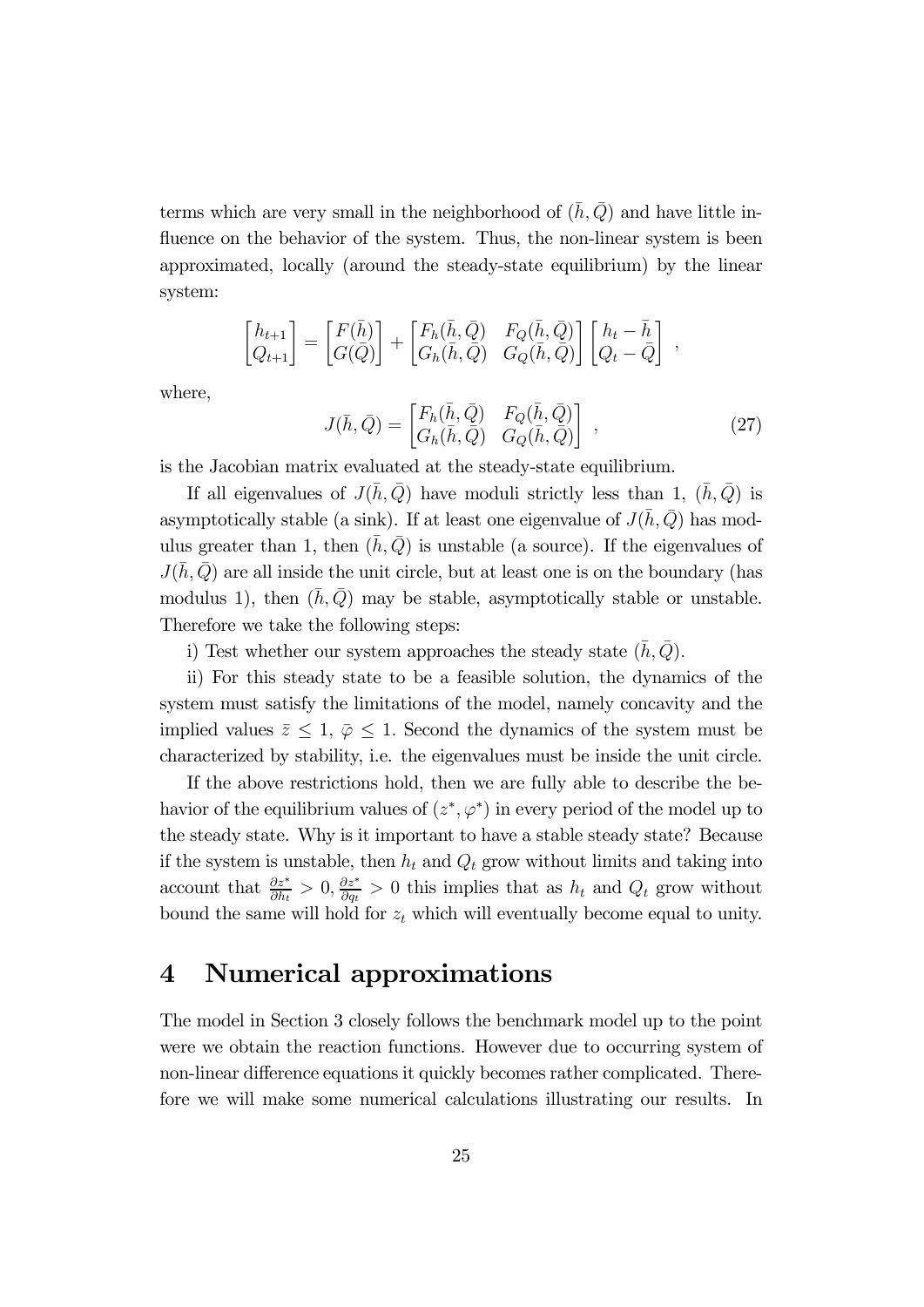terms which are very small in the neighborhood of $(\bar{h}, \bar{Q})$ and have little influence on the behavior of the system. Thus, the non-linear system is been approximated, locally (around the steady-state equilibrium) by the linear system:

$$\begin{bmatrix} h_{t+1} \\ Q_{t+1} \end{bmatrix} = \begin{bmatrix} F(\bar{h}) \\ G(\bar{Q}) \end{bmatrix} + \begin{bmatrix} F_h(\bar{h}, \bar{Q}) & F_Q(\bar{h}, \bar{Q}) \\ G_h(\bar{h}, \bar{Q}) & G_Q(\bar{h}, \bar{Q}) \end{bmatrix} \begin{bmatrix} h_t - \bar{h} \\ Q_t - \bar{Q} \end{bmatrix} ,$$

where,

$$J(\bar{h}, \bar{Q}) = \begin{bmatrix} F_h(\bar{h}, \bar{Q}) & F_Q(\bar{h}, \bar{Q}) \\ G_h(\bar{h}, \bar{Q}) & G_Q(\bar{h}, \bar{Q}) \end{bmatrix} , \tag{27}$$

is the Jacobian matrix evaluated at the steady-state equilibrium.

If all eigenvalues of $J(\bar{h}, \bar{Q})$ have moduli strictly less than 1, $(\bar{h}, \bar{Q})$ is asymptotically stable (a sink). If at least one eigenvalue of $J(\bar{h}, \bar{Q})$ has modulus greater than 1, then $(\bar{h}, \bar{Q})$ is unstable (a source). If the eigenvalues of $J(\bar{h}, \bar{Q})$ are all inside the unit circle, but at least one is on the boundary (has modulus 1), then $(\bar{h}, \bar{Q})$ may be stable, asymptotically stable or unstable. Therefore we take the following steps:

i) Test whether our system approaches the steady state $(\bar{h}, \bar{Q})$.

ii) For this steady state to be a feasible solution, the dynamics of the system must satisfy the limitations of the model, namely concavity and the implied values $\bar{z} \leq 1$, $\bar{\varphi} \leq 1$. Second the dynamics of the system must be characterized by stability, i.e. the eigenvalues must be inside the unit circle.

If the above restrictions hold, then we are fully able to describe the behavior of the equilibrium values of $(z^*, \varphi^*)$ in every period of the model up to the steady state. Why is it important to have a stable steady state? Because if the system is unstable, then $h_t$ and $Q_t$ grow without limits and taking into account that $\frac{\partial z^*}{\partial h_t} > 0$, $\frac{\partial z^*}{\partial q_t} > 0$ this implies that as $h_t$ and $Q_t$ grow without bound the same will hold for $z_t$ which will eventually become equal to unity.

# 4 Numerical approximations

The model in Section 3 closely follows the benchmark model up to the point were we obtain the reaction functions. However due to occurring system of non-linear difference equations it quickly becomes rather complicated. Therefore we will make some numerical calculations illustrating our results. In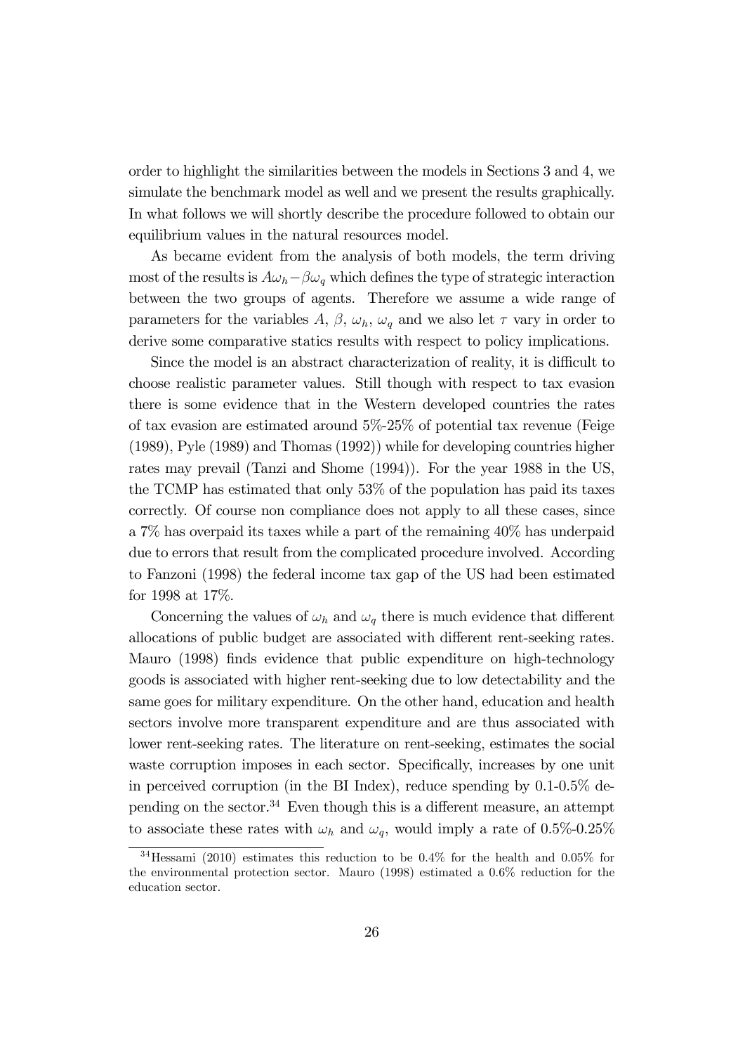order to highlight the similarities between the models in Sections 3 and 4, we simulate the benchmark model as well and we present the results graphically. In what follows we will shortly describe the procedure followed to obtain our equilibrium values in the natural resources model.

As became evident from the analysis of both models, the term driving most of the results is $A\omega_h - \beta\omega_q$ which defines the type of strategic interaction between the two groups of agents. Therefore we assume a wide range of parameters for the variables $A$, $\beta$, $\omega_h$, $\omega_q$ and we also let $\tau$ vary in order to derive some comparative statics results with respect to policy implications.

Since the model is an abstract characterization of reality, it is difficult to choose realistic parameter values. Still though with respect to tax evasion there is some evidence that in the Western developed countries the rates of tax evasion are estimated around 5%-25% of potential tax revenue (Feige (1989), Pyle (1989) and Thomas (1992)) while for developing countries higher rates may prevail (Tanzi and Shome (1994)). For the year 1988 in the US, the TCMP has estimated that only 53% of the population has paid its taxes correctly. Of course non compliance does not apply to all these cases, since a 7% has overpaid its taxes while a part of the remaining 40% has underpaid due to errors that result from the complicated procedure involved. According to Fanzoni (1998) the federal income tax gap of the US had been estimated for 1998 at 17%.

Concerning the values of $\omega_h$ and $\omega_q$ there is much evidence that different allocations of public budget are associated with different rent-seeking rates. Mauro (1998) finds evidence that public expenditure on high-technology goods is associated with higher rent-seeking due to low detectability and the same goes for military expenditure. On the other hand, education and health sectors involve more transparent expenditure and are thus associated with lower rent-seeking rates. The literature on rent-seeking, estimates the social waste corruption imposes in each sector. Specifically, increases by one unit in perceived corruption (in the BI Index), reduce spending by 0.1-0.5% depending on the sector.[34] Even though this is a different measure, an attempt to associate these rates with $\omega_h$ and $\omega_q$, would imply a rate of 0.5%-0.25%

[34] Hessami (2010) estimates this reduction to be 0.4% for the health and 0.05% for the environmental protection sector. Mauro (1998) estimated a 0.6% reduction for the education sector.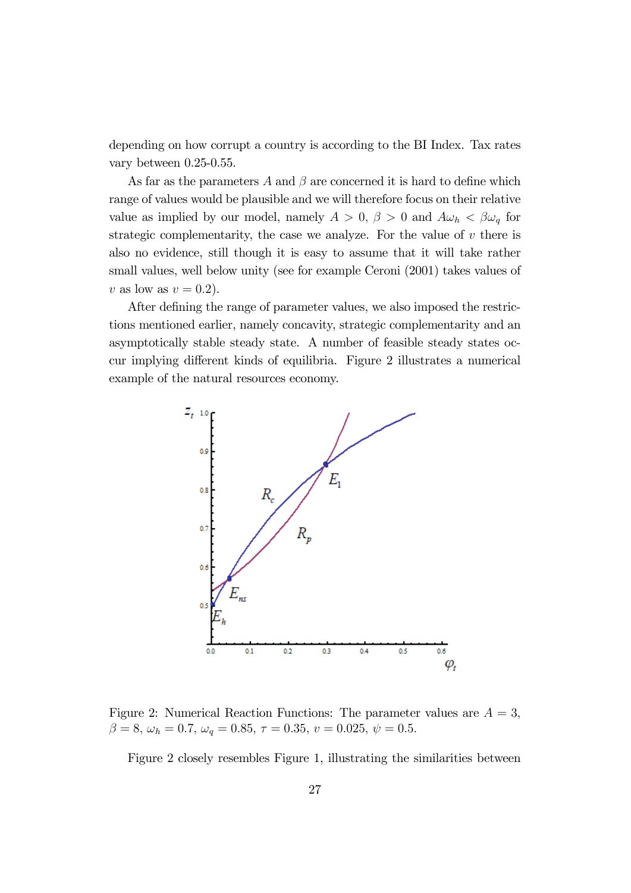depending on how corrupt a country is according to the BI Index. Tax rates vary between 0.25-0.55.

As far as the parameters $A$ and $\beta$ are concerned it is hard to define which range of values would be plausible and we will therefore focus on their relative value as implied by our model, namely $A > 0$, $\beta > 0$ and $A\omega_h < \beta\omega_q$ for strategic complementarity, the case we analyze. For the value of $v$ there is also no evidence, still though it is easy to assume that it will take rather small values, well below unity (see for example Ceroni (2001) takes values of $v$ as low as $v = 0.2$).

After defining the range of parameter values, we also imposed the restrictions mentioned earlier, namely concavity, strategic complementarity and an asymptotically stable steady state. A number of feasible steady states occur implying different kinds of equilibria. Figure 2 illustrates a numerical example of the natural resources economy.

Figure 2: Numerical Reaction Functions: The parameter values are $A = 3$, $\beta = 8$, $\omega_h = 0.7$, $\omega_q = 0.85$, $\tau = 0.35$, $v = 0.025$, $\psi = 0.5$.

Figure 2 closely resembles Figure 1, illustrating the similarities between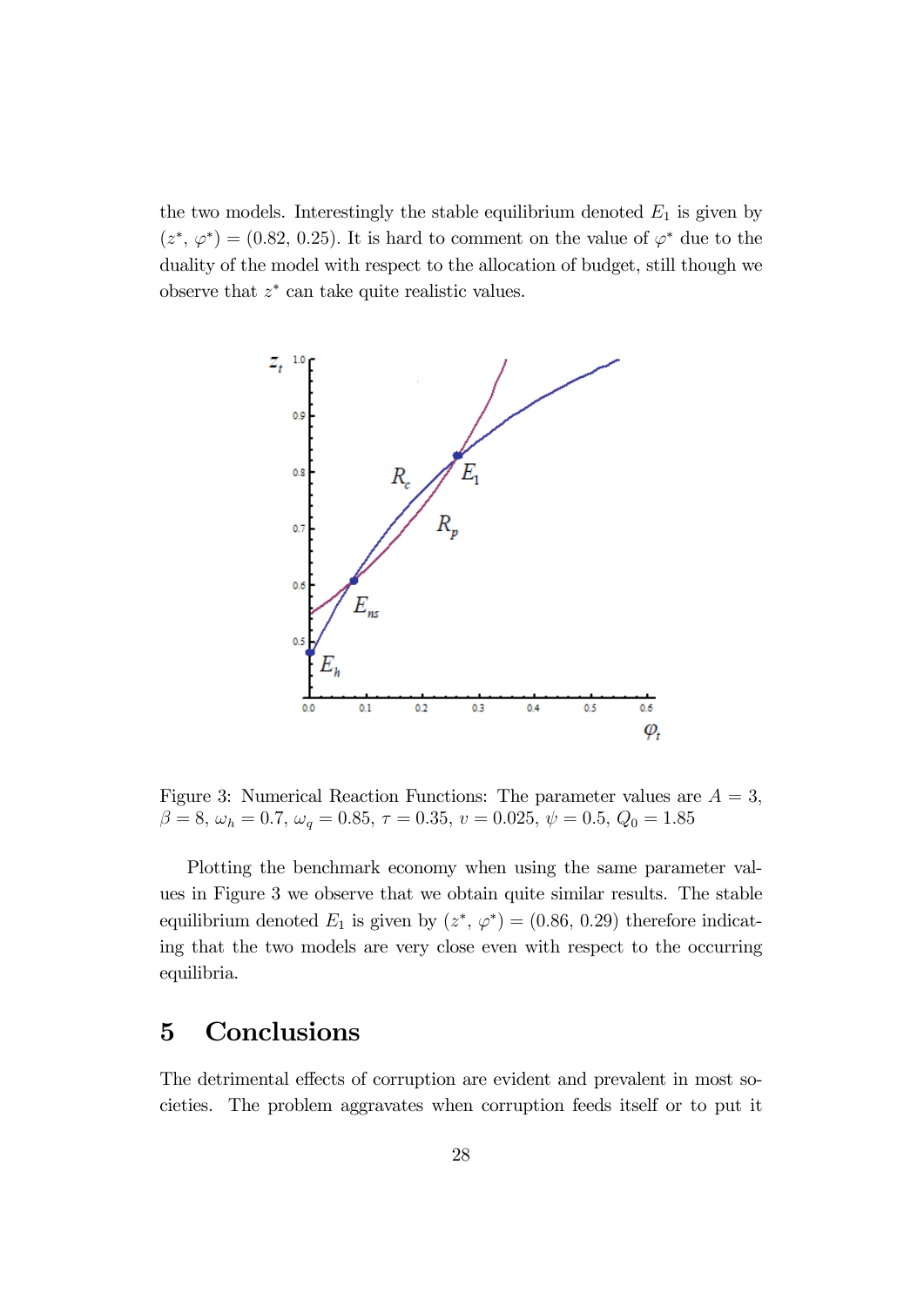the two models. Interestingly the stable equilibrium denoted $E_1$ is given by $(z^*, \varphi^*) = (0.82, 0.25)$. It is hard to comment on the value of $\varphi^*$ due to the duality of the model with respect to the allocation of budget, still though we observe that $z^*$ can take quite realistic values.

Figure 3: Numerical Reaction Functions: The parameter values are $A = 3$, $\beta = 8$, $\omega_h = 0.7$, $\omega_q = 0.85$, $\tau = 0.35$, $v = 0.025$, $\psi = 0.5$, $Q_0 = 1.85$

Plotting the benchmark economy when using the same parameter values in Figure 3 we observe that we obtain quite similar results. The stable equilibrium denoted $E_1$ is given by $(z^*, \varphi^*) = (0.86, 0.29)$ therefore indicating that the two models are very close even with respect to the occurring equilibria.

# 5 Conclusions

The detrimental effects of corruption are evident and prevalent in most societies. The problem aggravates when corruption feeds itself or to put it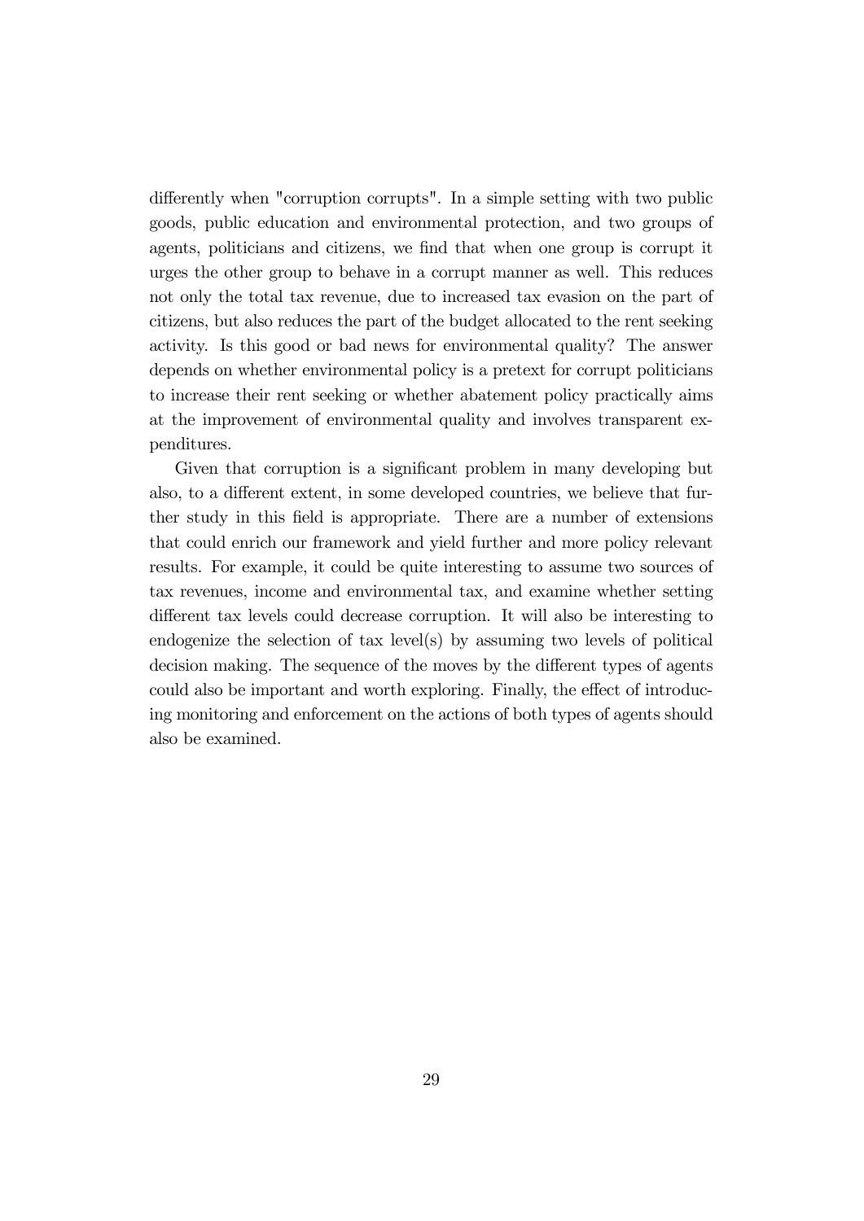differently when "corruption corrupts". In a simple setting with two public goods, public education and environmental protection, and two groups of agents, politicians and citizens, we find that when one group is corrupt it urges the other group to behave in a corrupt manner as well. This reduces not only the total tax revenue, due to increased tax evasion on the part of citizens, but also reduces the part of the budget allocated to the rent seeking activity. Is this good or bad news for environmental quality? The answer depends on whether environmental policy is a pretext for corrupt politicians to increase their rent seeking or whether abatement policy practically aims at the improvement of environmental quality and involves transparent expenditures.

Given that corruption is a significant problem in many developing but also, to a different extent, in some developed countries, we believe that further study in this field is appropriate. There are a number of extensions that could enrich our framework and yield further and more policy relevant results. For example, it could be quite interesting to assume two sources of tax revenues, income and environmental tax, and examine whether setting different tax levels could decrease corruption. It will also be interesting to endogenize the selection of tax level(s) by assuming two levels of political decision making. The sequence of the moves by the different types of agents could also be important and worth exploring. Finally, the effect of introducing monitoring and enforcement on the actions of both types of agents should also be examined.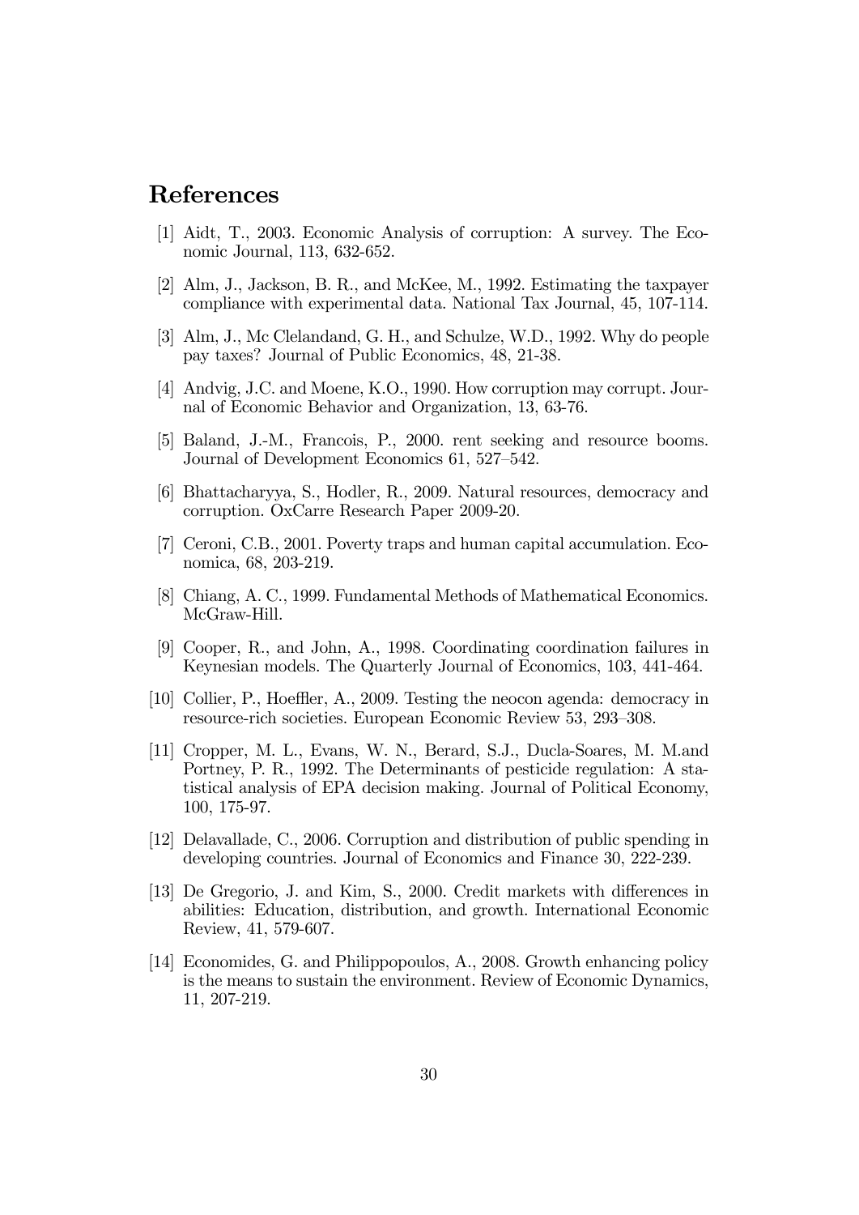# References

[1] Aidt, T., 2003. Economic Analysis of corruption: A survey. The Economic Journal, 113, 632-652.

[2] Alm, J., Jackson, B. R., and McKee, M., 1992. Estimating the taxpayer compliance with experimental data. National Tax Journal, 45, 107-114.

[3] Alm, J., Mc Clelandand, G. H., and Schulze, W.D., 1992. Why do people pay taxes? Journal of Public Economics, 48, 21-38.

[4] Andvig, J.C. and Moene, K.O., 1990. How corruption may corrupt. Journal of Economic Behavior and Organization, 13, 63-76.

[5] Baland, J.-M., Francois, P., 2000. rent seeking and resource booms. Journal of Development Economics 61, 527–542.

[6] Bhattacharyya, S., Hodler, R., 2009. Natural resources, democracy and corruption. OxCarre Research Paper 2009-20.

[7] Ceroni, C.B., 2001. Poverty traps and human capital accumulation. Economica, 68, 203-219.

[8] Chiang, A. C., 1999. Fundamental Methods of Mathematical Economics. McGraw-Hill.

[9] Cooper, R., and John, A., 1998. Coordinating coordination failures in Keynesian models. The Quarterly Journal of Economics, 103, 441-464.

[10] Collier, P., Hoeffler, A., 2009. Testing the neocon agenda: democracy in resource-rich societies. European Economic Review 53, 293–308.

[11] Cropper, M. L., Evans, W. N., Berard, S.J., Ducla-Soares, M. M.and Portney, P. R., 1992. The Determinants of pesticide regulation: A statistical analysis of EPA decision making. Journal of Political Economy, 100, 175-97.

[12] Delavallade, C., 2006. Corruption and distribution of public spending in developing countries. Journal of Economics and Finance 30, 222-239.

[13] De Gregorio, J. and Kim, S., 2000. Credit markets with differences in abilities: Education, distribution, and growth. International Economic Review, 41, 579-607.

[14] Economides, G. and Philippopoulos, A., 2008. Growth enhancing policy is the means to sustain the environment. Review of Economic Dynamics, 11, 207-219.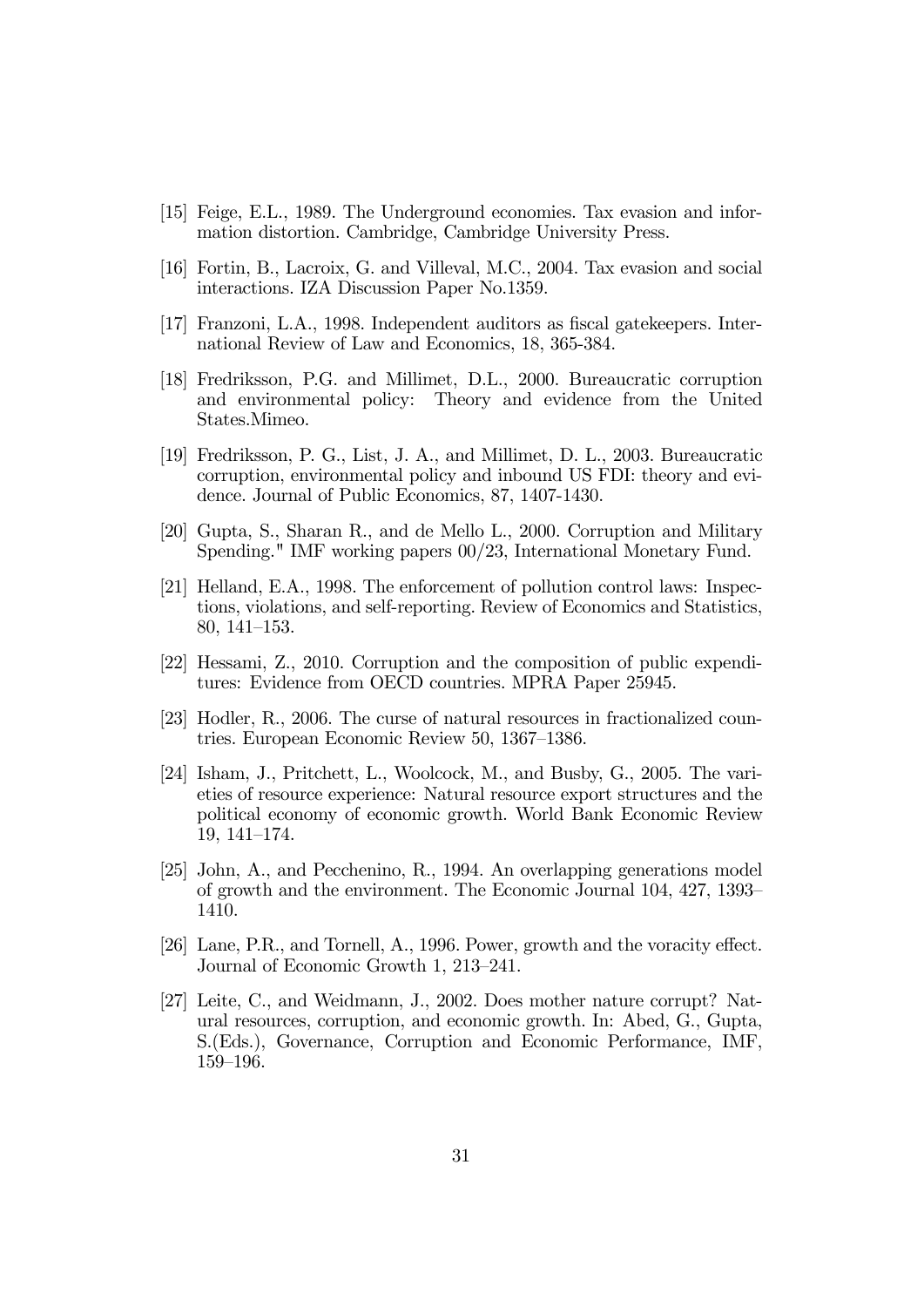[15] Feige, E.L., 1989. The Underground economies. Tax evasion and information distortion. Cambridge, Cambridge University Press.

[16] Fortin, B., Lacroix, G. and Villeval, M.C., 2004. Tax evasion and social interactions. IZA Discussion Paper No.1359.

[17] Franzoni, L.A., 1998. Independent auditors as fiscal gatekeepers. International Review of Law and Economics, 18, 365-384.

[18] Fredriksson, P.G. and Millimet, D.L., 2000. Bureaucratic corruption and environmental policy: Theory and evidence from the United States.Mimeo.

[19] Fredriksson, P. G., List, J. A., and Millimet, D. L., 2003. Bureaucratic corruption, environmental policy and inbound US FDI: theory and evidence. Journal of Public Economics, 87, 1407-1430.

[20] Gupta, S., Sharan R., and de Mello L., 2000. Corruption and Military Spending." IMF working papers 00/23, International Monetary Fund.

[21] Helland, E.A., 1998. The enforcement of pollution control laws: Inspections, violations, and self-reporting. Review of Economics and Statistics, 80, 141–153.

[22] Hessami, Z., 2010. Corruption and the composition of public expenditures: Evidence from OECD countries. MPRA Paper 25945.

[23] Hodler, R., 2006. The curse of natural resources in fractionalized countries. European Economic Review 50, 1367–1386.

[24] Isham, J., Pritchett, L., Woolcock, M., and Busby, G., 2005. The varieties of resource experience: Natural resource export structures and the political economy of economic growth. World Bank Economic Review 19, 141–174.

[25] John, A., and Pecchenino, R., 1994. An overlapping generations model of growth and the environment. The Economic Journal 104, 427, 1393–1410.

[26] Lane, P.R., and Tornell, A., 1996. Power, growth and the voracity effect. Journal of Economic Growth 1, 213–241.

[27] Leite, C., and Weidmann, J., 2002. Does mother nature corrupt? Natural resources, corruption, and economic growth. In: Abed, G., Gupta, S.(Eds.), Governance, Corruption and Economic Performance, IMF, 159–196.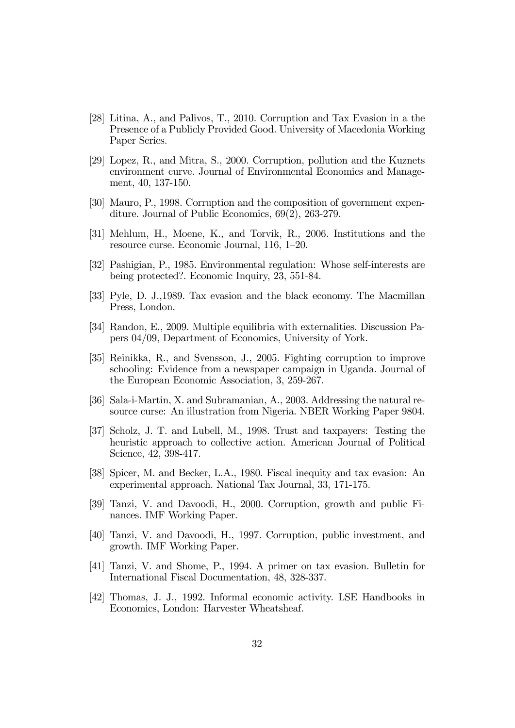[28] Litina, A., and Palivos, T., 2010. Corruption and Tax Evasion in a the Presence of a Publicly Provided Good. University of Macedonia Working Paper Series.

[29] Lopez, R., and Mitra, S., 2000. Corruption, pollution and the Kuznets environment curve. Journal of Environmental Economics and Management, 40, 137-150.

[30] Mauro, P., 1998. Corruption and the composition of government expenditure. Journal of Public Economics, 69(2), 263-279.

[31] Mehlum, H., Moene, K., and Torvik, R., 2006. Institutions and the resource curse. Economic Journal, 116, 1–20.

[32] Pashigian, P., 1985. Environmental regulation: Whose self-interests are being protected?. Economic Inquiry, 23, 551-84.

[33] Pyle, D. J.,1989. Tax evasion and the black economy. The Macmillan Press, London.

[34] Randon, E., 2009. Multiple equilibria with externalities. Discussion Papers 04/09, Department of Economics, University of York.

[35] Reinikka, R., and Svensson, J., 2005. Fighting corruption to improve schooling: Evidence from a newspaper campaign in Uganda. Journal of the European Economic Association, 3, 259-267.

[36] Sala-i-Martin, X. and Subramanian, A., 2003. Addressing the natural resource curse: An illustration from Nigeria. NBER Working Paper 9804.

[37] Scholz, J. T. and Lubell, M., 1998. Trust and taxpayers: Testing the heuristic approach to collective action. American Journal of Political Science, 42, 398-417.

[38] Spicer, M. and Becker, L.A., 1980. Fiscal inequity and tax evasion: An experimental approach. National Tax Journal, 33, 171-175.

[39] Tanzi, V. and Davoodi, H., 2000. Corruption, growth and public Finances. IMF Working Paper.

[40] Tanzi, V. and Davoodi, H., 1997. Corruption, public investment, and growth. IMF Working Paper.

[41] Tanzi, V. and Shome, P., 1994. A primer on tax evasion. Bulletin for International Fiscal Documentation, 48, 328-337.

[42] Thomas, J. J., 1992. Informal economic activity. LSE Handbooks in Economics, London: Harvester Wheatsheaf.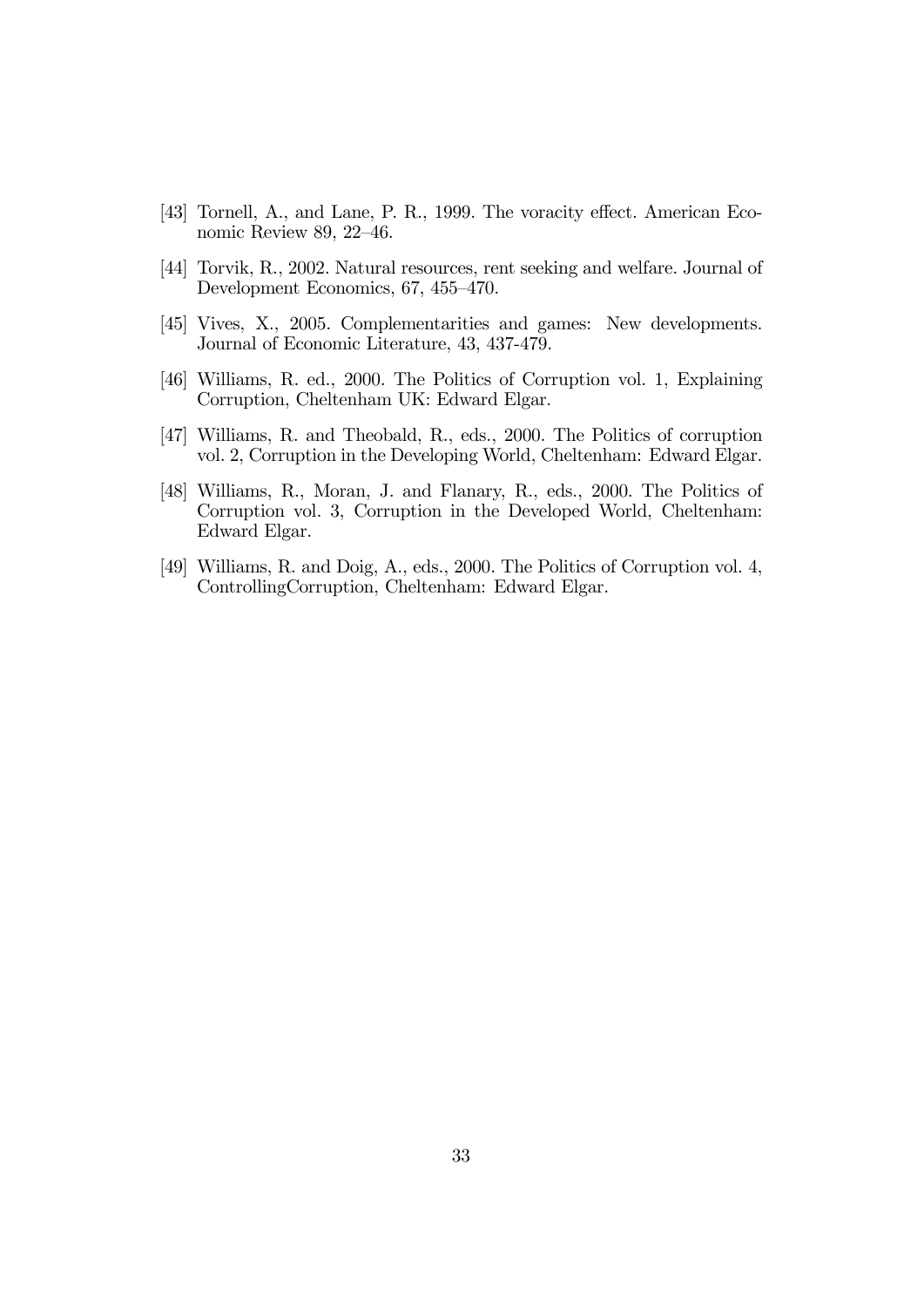[43] Tornell, A., and Lane, P. R., 1999. The voracity effect. American Economic Review 89, 22–46.

[44] Torvik, R., 2002. Natural resources, rent seeking and welfare. Journal of Development Economics, 67, 455–470.

[45] Vives, X., 2005. Complementarities and games: New developments. Journal of Economic Literature, 43, 437-479.

[46] Williams, R. ed., 2000. The Politics of Corruption vol. 1, Explaining Corruption, Cheltenham UK: Edward Elgar.

[47] Williams, R. and Theobald, R., eds., 2000. The Politics of corruption vol. 2, Corruption in the Developing World, Cheltenham: Edward Elgar.

[48] Williams, R., Moran, J. and Flanary, R., eds., 2000. The Politics of Corruption vol. 3, Corruption in the Developed World, Cheltenham: Edward Elgar.

[49] Williams, R. and Doig, A., eds., 2000. The Politics of Corruption vol. 4, ControllingCorruption, Cheltenham: Edward Elgar.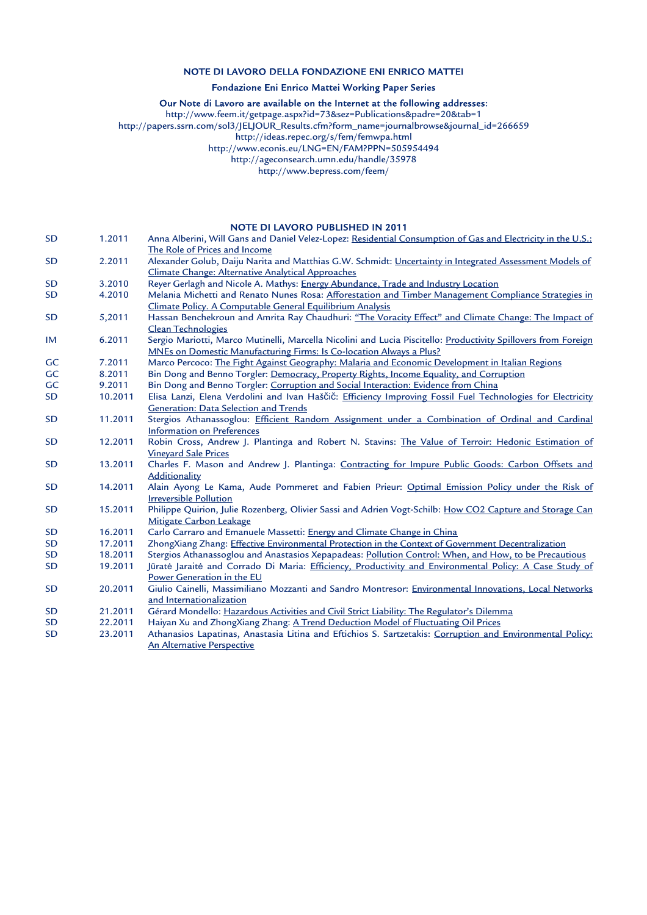**NOTE DI LAVORO DELLA FONDAZIONE ENI ENRICO MATTEI**

**Fondazione Eni Enrico Mattei Working Paper Series**

**Our Note di Lavoro are available on the Internet at the following addresses:**

http://www.feem.it/getpage.aspx?id=73&sez=Publications&padre=20&tab=1
http://papers.ssrn.com/sol3/JELJOUR_Results.cfm?form_name=journalbrowse&journal_id=266659
http://ideas.repec.org/s/fem/femwpa.html
http://www.econis.eu/LNG=EN/FAM?PPN=505954494
http://ageconsearch.umn.edu/handle/35978
http://www.bepress.com/feem/

## NOTE DI LAVORO PUBLISHED IN 2011

| | | |
|---|---|---|
| SD | 1.2011 | Anna Alberini, Will Gans and Daniel Velez-Lopez: Residential Consumption of Gas and Electricity in the U.S.: The Role of Prices and Income |
| SD | 2.2011 | Alexander Golub, Daiju Narita and Matthias G.W. Schmidt: Uncertainty in Integrated Assessment Models of Climate Change: Alternative Analytical Approaches |
| SD | 3.2010 | Reyer Gerlagh and Nicole A. Mathys: Energy Abundance, Trade and Industry Location |
| SD | 4.2010 | Melania Michetti and Renato Nunes Rosa: Afforestation and Timber Management Compliance Strategies in Climate Policy. A Computable General Equilibrium Analysis |
| SD | 5,2011 | Hassan Benchekroun and Amrita Ray Chaudhuri: "The Voracity Effect" and Climate Change: The Impact of Clean Technologies |
| IM | 6.2011 | Sergio Mariotti, Marco Mutinelli, Marcella Nicolini and Lucia Piscitello: Productivity Spillovers from Foreign MNEs on Domestic Manufacturing Firms: Is Co-location Always a Plus? |
| GC | 7.2011 | Marco Percoco: The Fight Against Geography: Malaria and Economic Development in Italian Regions |
| GC | 8.2011 | Bin Dong and Benno Torgler: Democracy, Property Rights, Income Equality, and Corruption |
| GC | 9.2011 | Bin Dong and Benno Torgler: Corruption and Social Interaction: Evidence from China |
| SD | 10.2011 | Elisa Lanzi, Elena Verdolini and Ivan Haščič: Efficiency Improving Fossil Fuel Technologies for Electricity Generation: Data Selection and Trends |
| SD | 11.2011 | Stergios Athanassoglou: Efficient Random Assignment under a Combination of Ordinal and Cardinal Information on Preferences |
| SD | 12.2011 | Robin Cross, Andrew J. Plantinga and Robert N. Stavins: The Value of Terroir: Hedonic Estimation of Vineyard Sale Prices |
| SD | 13.2011 | Charles F. Mason and Andrew J. Plantinga: Contracting for Impure Public Goods: Carbon Offsets and Additionality |
| SD | 14.2011 | Alain Ayong Le Kama, Aude Pommeret and Fabien Prieur: Optimal Emission Policy under the Risk of Irreversible Pollution |
| SD | 15.2011 | Philippe Quirion, Julie Rozenberg, Olivier Sassi and Adrien Vogt-Schilb: How CO2 Capture and Storage Can Mitigate Carbon Leakage |
| SD | 16.2011 | Carlo Carraro and Emanuele Massetti: Energy and Climate Change in China |
| SD | 17.2011 | ZhongXiang Zhang: Effective Environmental Protection in the Context of Government Decentralization |
| SD | 18.2011 | Stergios Athanassoglou and Anastasios Xepapadeas: Pollution Control: When, and How, to be Precautious |
| SD | 19.2011 | Jūratė Jaraitė and Corrado Di Maria: Efficiency, Productivity and Environmental Policy: A Case Study of Power Generation in the EU |
| SD | 20.2011 | Giulio Cainelli, Massimiliano Mozzanti and Sandro Montresor: Environmental Innovations, Local Networks and Internationalization |
| SD | 21.2011 | Gérard Mondello: Hazardous Activities and Civil Strict Liability: The Regulator's Dilemma |
| SD | 22.2011 | Haiyan Xu and ZhongXiang Zhang: A Trend Deduction Model of Fluctuating Oil Prices |
| SD | 23.2011 | Athanasios Lapatinas, Anastasia Litina and Eftichios S. Sartzetakis: Corruption and Environmental Policy: An Alternative Perspective |